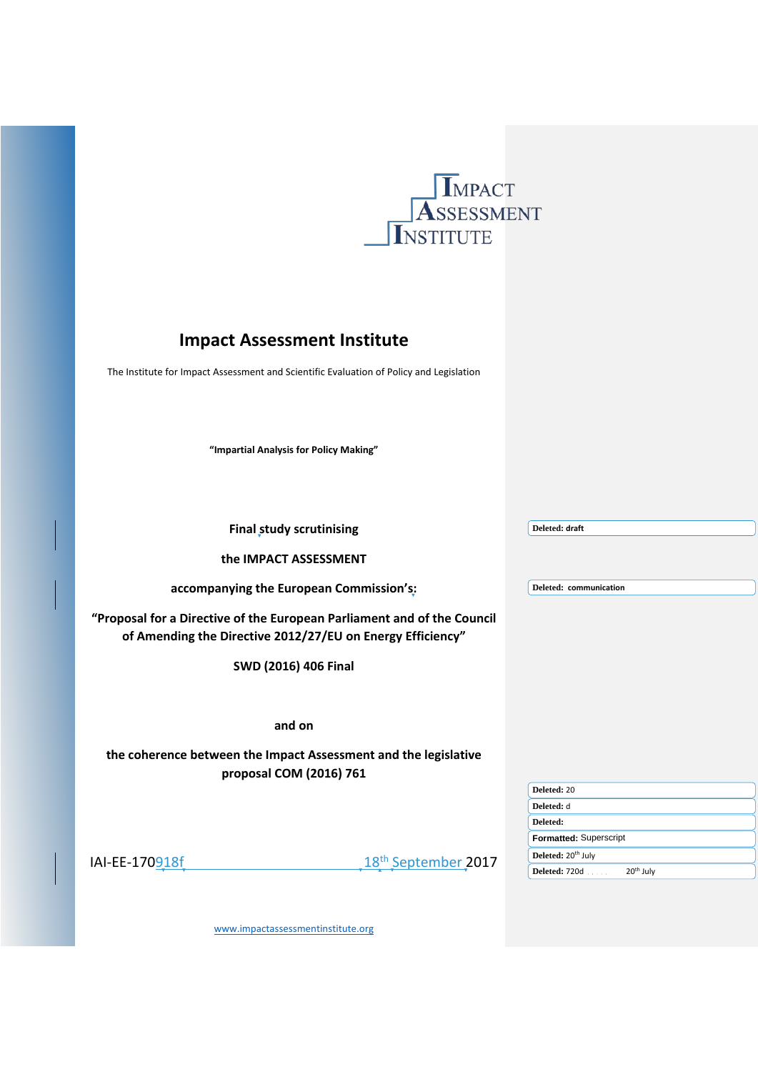# Impact Assessment Institute

The Institute for Impact Assessment and Scientific Evaluation of Policy and Legislation

**"Impartial Analysis for Policy Making"**

**Final study scrutinising**

**the IMPACT ASSESSMENT**

**accompanying the European Commission's:**

**"Proposal for a Directive of the European Parliament and of the Council of Amending the Directive 2012/27/EU on Energy Efficiency"**

**SWD (2016) 406 Final**

**and on**

**the coherence between the Impact Assessment and the legislative proposal COM (2016) 761**

IAI-EE-170918f 18th September 2017

www.impactassessmentinstitute.org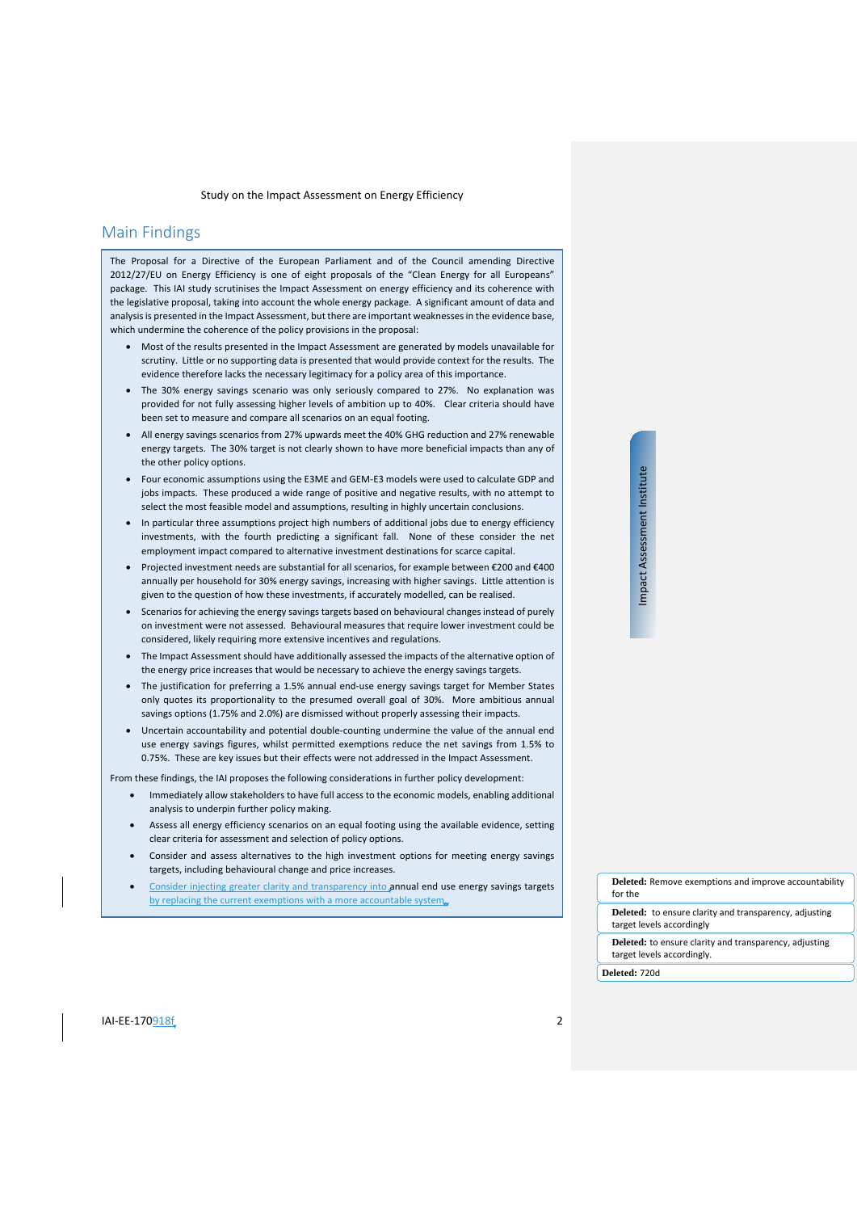## Main Findings

The Proposal for a Directive of the European Parliament and of the Council amending Directive 2012/27/EU on Energy Efficiency is one of eight proposals of the "Clean Energy for all Europeans" package. This IAI study scrutinises the Impact Assessment on energy efficiency and its coherence with the legislative proposal, taking into account the whole energy package. A significant amount of data and analysis is presented in the Impact Assessment, but there are important weaknesses in the evidence base, which undermine the coherence of the policy provisions in the proposal:

- Most of the results presented in the Impact Assessment are generated by models unavailable for scrutiny. Little or no supporting data is presented that would provide context for the results. The evidence therefore lacks the necessary legitimacy for a policy area of this importance.
- The 30% energy savings scenario was only seriously compared to 27%. No explanation was provided for not fully assessing higher levels of ambition up to 40%. Clear criteria should have been set to measure and compare all scenarios on an equal footing.
- All energy savings scenarios from 27% upwards meet the 40% GHG reduction and 27% renewable energy targets. The 30% target is not clearly shown to have more beneficial impacts than any of the other policy options.
- Four economic assumptions using the E3ME and GEM-E3 models were used to calculate GDP and jobs impacts. These produced a wide range of positive and negative results, with no attempt to select the most feasible model and assumptions, resulting in highly uncertain conclusions.
- In particular three assumptions project high numbers of additional jobs due to energy efficiency investments, with the fourth predicting a significant fall. None of these consider the net employment impact compared to alternative investment destinations for scarce capital.
- Projected investment needs are substantial for all scenarios, for example between €200 and €400 annually per household for 30% energy savings, increasing with higher savings. Little attention is given to the question of how these investments, if accurately modelled, can be realised.
- Scenarios for achieving the energy savings targets based on behavioural changes instead of purely on investment were not assessed. Behavioural measures that require lower investment could be considered, likely requiring more extensive incentives and regulations.
- The Impact Assessment should have additionally assessed the impacts of the alternative option of the energy price increases that would be necessary to achieve the energy savings targets.
- The justification for preferring a 1.5% annual end-use energy savings target for Member States only quotes its proportionality to the presumed overall goal of 30%. More ambitious annual savings options (1.75% and 2.0%) are dismissed without properly assessing their impacts.
- Uncertain accountability and potential double-counting undermine the value of the annual end use energy savings figures, whilst permitted exemptions reduce the net savings from 1.5% to 0.75%. These are key issues but their effects were not addressed in the Impact Assessment.

From these findings, the IAI proposes the following considerations in further policy development:

- Immediately allow stakeholders to have full access to the economic models, enabling additional analysis to underpin further policy making.
- Assess all energy efficiency scenarios on an equal footing using the available evidence, setting clear criteria for assessment and selection of policy options.
- Consider and assess alternatives to the high investment options for meeting energy savings targets, including behavioural change and price increases.
- Consider injecting greater clarity and transparency into annual end use energy savings targets by replacing the current exemptions with a more accountable system.

**Deleted:** Remove exemptions and improve accountability for the

**Deleted:** to ensure clarity and transparency, adjusting target levels accordingly

**Deleted:** to ensure clarity and transparency, adjusting target levels accordingly.

**Deleted:** 720d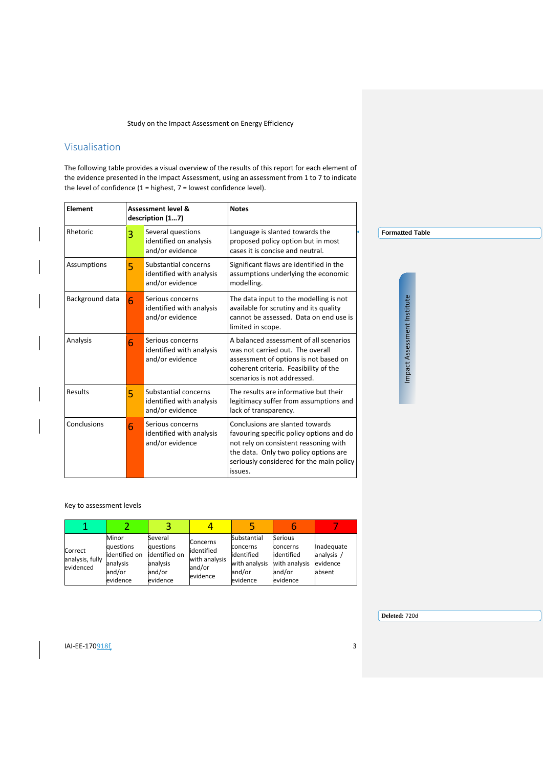## Visualisation

The following table provides a visual overview of the results of this report for each element of the evidence presented in the Impact Assessment, using an assessment from 1 to 7 to indicate the level of confidence (1 = highest, 7 = lowest confidence level).

| Element | Assessment level & description (1…7) | | Notes |
|---|---|---|---|
| Rhetoric | 3 | Several questions identified on analysis and/or evidence | Language is slanted towards the proposed policy option but in most cases it is concise and neutral. |
| Assumptions | 5 | Substantial concerns identified with analysis and/or evidence | Significant flaws are identified in the assumptions underlying the economic modelling. |
| Background data | 6 | Serious concerns identified with analysis and/or evidence | The data input to the modelling is not available for scrutiny and its quality cannot be assessed. Data on end use is limited in scope. |
| Analysis | 6 | Serious concerns identified with analysis and/or evidence | A balanced assessment of all scenarios was not carried out. The overall assessment of options is not based on coherent criteria. Feasibility of the scenarios is not addressed. |
| Results | 5 | Substantial concerns identified with analysis and/or evidence | The results are informative but their legitimacy suffer from assumptions and lack of transparency. |
| Conclusions | 6 | Serious concerns identified with analysis and/or evidence | Conclusions are slanted towards favouring specific policy options and do not rely on consistent reasoning with the data. Only two policy options are seriously considered for the main policy issues. |

Key to assessment levels

| 1 | 2 | 3 | 4 | 5 | 6 | 7 |
|---|---|---|---|---|---|---|
| Correct analysis, fully evidenced | Minor questions identified on analysis and/or evidence | Several questions identified on analysis and/or evidence | Concerns identified with analysis and/or evidence | Substantial concerns identified with analysis and/or evidence | Serious concerns identified with analysis and/or evidence | Inadequate analysis / evidence absent |

IAI-EE-170918f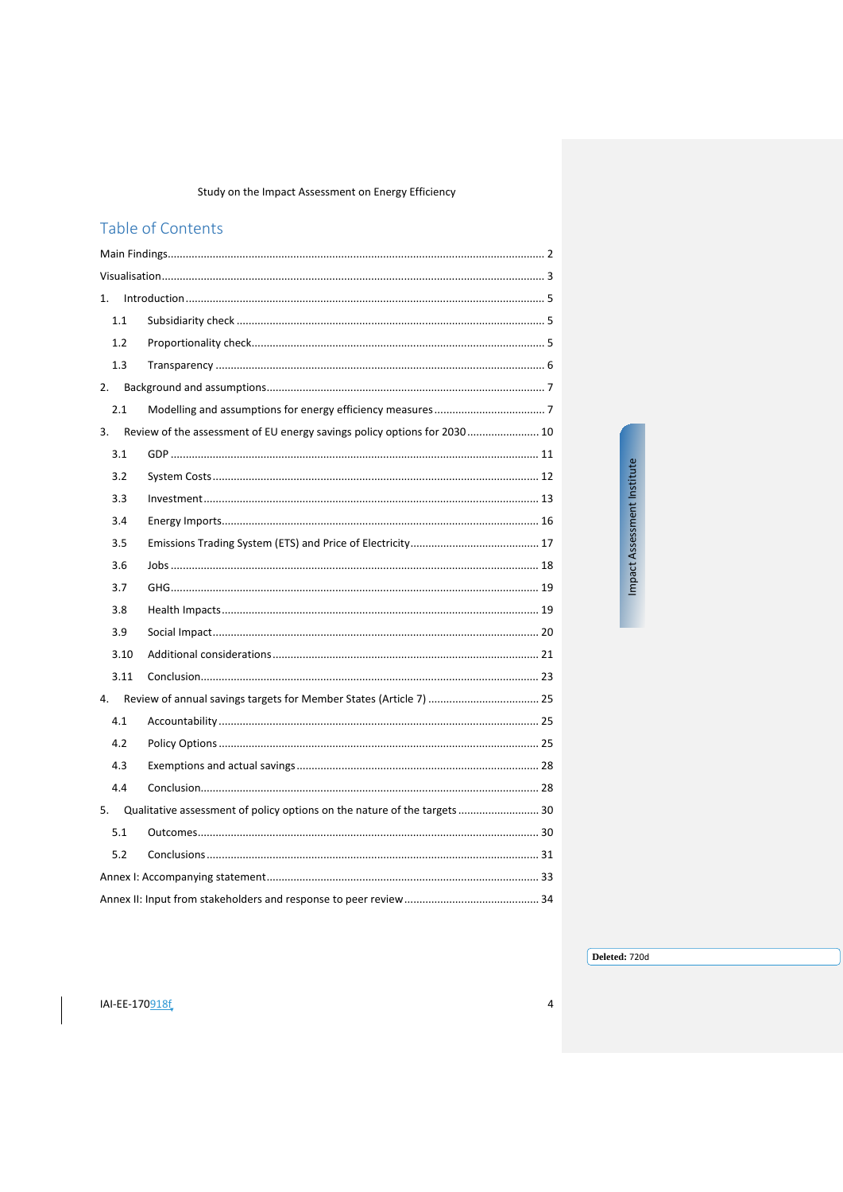# Table of Contents

Main Findings ........................................................................................................................ 2

Visualisation ........................................................................................................................ 3

1. Introduction ........................................................................................................................ 5
   - 1.1 Subsidiarity check ........................................................................................................ 5
   - 1.2 Proportionality check ..................................................................................................... 5
   - 1.3 Transparency ................................................................................................................ 6
2. Background and assumptions ............................................................................................. 7
   - 2.1 Modelling and assumptions for energy efficiency measures ........................................ 7
3. Review of the assessment of EU energy savings policy options for 2030 ........................ 10
   - 3.1 GDP .............................................................................................................................. 11
   - 3.2 System Costs ................................................................................................................ 12
   - 3.3 Investment .................................................................................................................... 13
   - 3.4 Energy Imports .............................................................................................................. 16
   - 3.5 Emissions Trading System (ETS) and Price of Electricity ............................................ 17
   - 3.6 Jobs .............................................................................................................................. 18
   - 3.7 GHG .............................................................................................................................. 19
   - 3.8 Health Impacts .............................................................................................................. 19
   - 3.9 Social Impact ................................................................................................................ 20
   - 3.10 Additional considerations ........................................................................................... 21
   - 3.11 Conclusion .................................................................................................................. 23
4. Review of annual savings targets for Member States (Article 7) ........................................ 25
   - 4.1 Accountability ............................................................................................................... 25
   - 4.2 Policy Options ............................................................................................................... 25
   - 4.3 Exemptions and actual savings .................................................................................... 28
   - 4.4 Conclusion .................................................................................................................... 28
5. Qualitative assessment of policy options on the nature of the targets ............................... 30
   - 5.1 Outcomes ...................................................................................................................... 30
   - 5.2 Conclusions ................................................................................................................... 31

Annex I: Accompanying statement ........................................................................................ 33

Annex II: Input from stakeholders and response to peer review ............................................ 34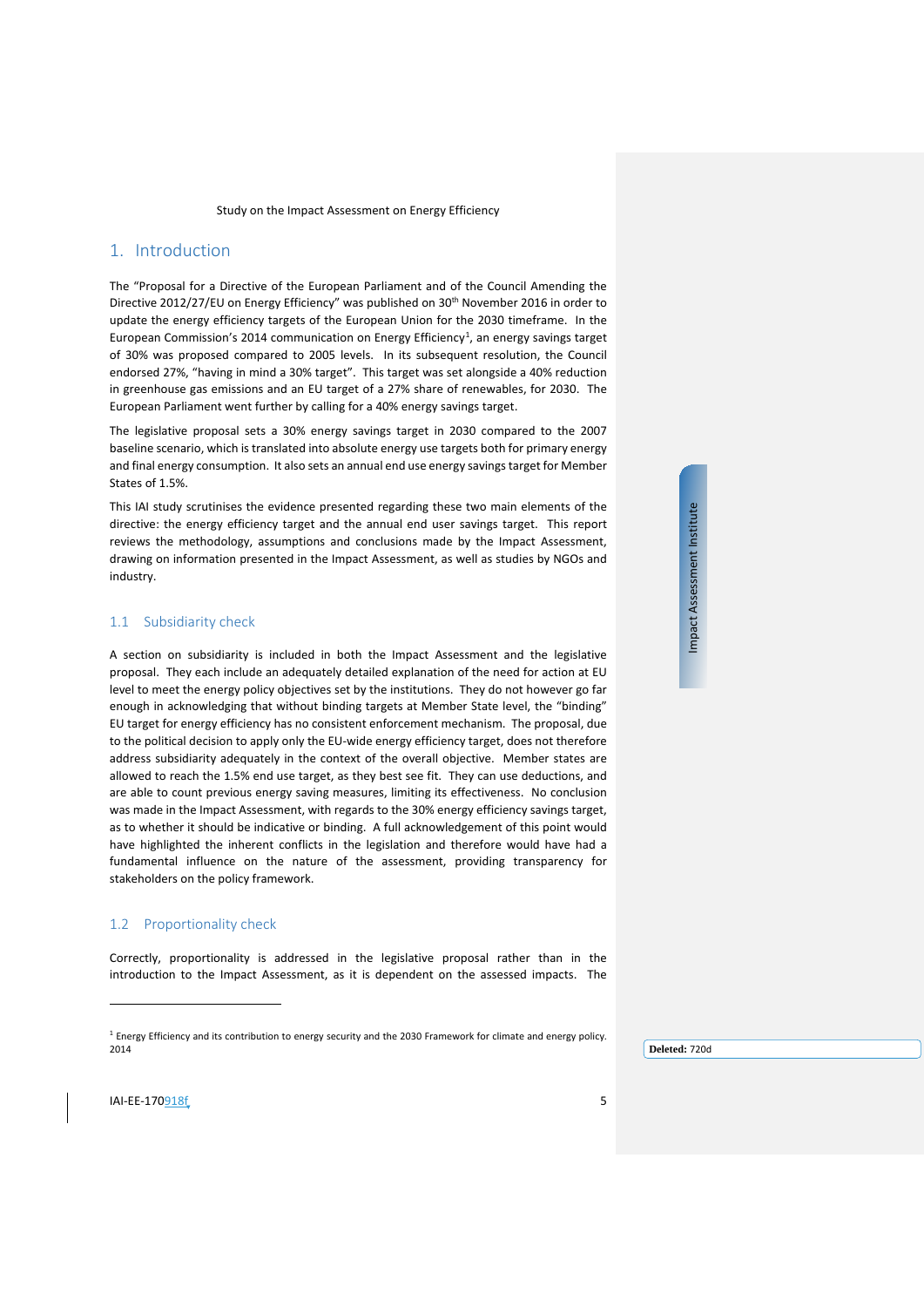## 1. Introduction

The "Proposal for a Directive of the European Parliament and of the Council Amending the Directive 2012/27/EU on Energy Efficiency" was published on 30th November 2016 in order to update the energy efficiency targets of the European Union for the 2030 timeframe. In the European Commission's 2014 communication on Energy Efficiency[1], an energy savings target of 30% was proposed compared to 2005 levels. In its subsequent resolution, the Council endorsed 27%, "having in mind a 30% target". This target was set alongside a 40% reduction in greenhouse gas emissions and an EU target of a 27% share of renewables, for 2030. The European Parliament went further by calling for a 40% energy savings target.

The legislative proposal sets a 30% energy savings target in 2030 compared to the 2007 baseline scenario, which is translated into absolute energy use targets both for primary energy and final energy consumption. It also sets an annual end use energy savings target for Member States of 1.5%.

This IAI study scrutinises the evidence presented regarding these two main elements of the directive: the energy efficiency target and the annual end user savings target. This report reviews the methodology, assumptions and conclusions made by the Impact Assessment, drawing on information presented in the Impact Assessment, as well as studies by NGOs and industry.

### 1.1 Subsidiarity check

A section on subsidiarity is included in both the Impact Assessment and the legislative proposal. They each include an adequately detailed explanation of the need for action at EU level to meet the energy policy objectives set by the institutions. They do not however go far enough in acknowledging that without binding targets at Member State level, the "binding" EU target for energy efficiency has no consistent enforcement mechanism. The proposal, due to the political decision to apply only the EU-wide energy efficiency target, does not therefore address subsidiarity adequately in the context of the overall objective. Member states are allowed to reach the 1.5% end use target, as they best see fit. They can use deductions, and are able to count previous energy saving measures, limiting its effectiveness. No conclusion was made in the Impact Assessment, with regards to the 30% energy efficiency savings target, as to whether it should be indicative or binding. A full acknowledgement of this point would have highlighted the inherent conflicts in the legislation and therefore would have had a fundamental influence on the nature of the assessment, providing transparency for stakeholders on the policy framework.

### 1.2 Proportionality check

Correctly, proportionality is addressed in the legislative proposal rather than in the introduction to the Impact Assessment, as it is dependent on the assessed impacts. The

[1] Energy Efficiency and its contribution to energy security and the 2030 Framework for climate and energy policy. 2014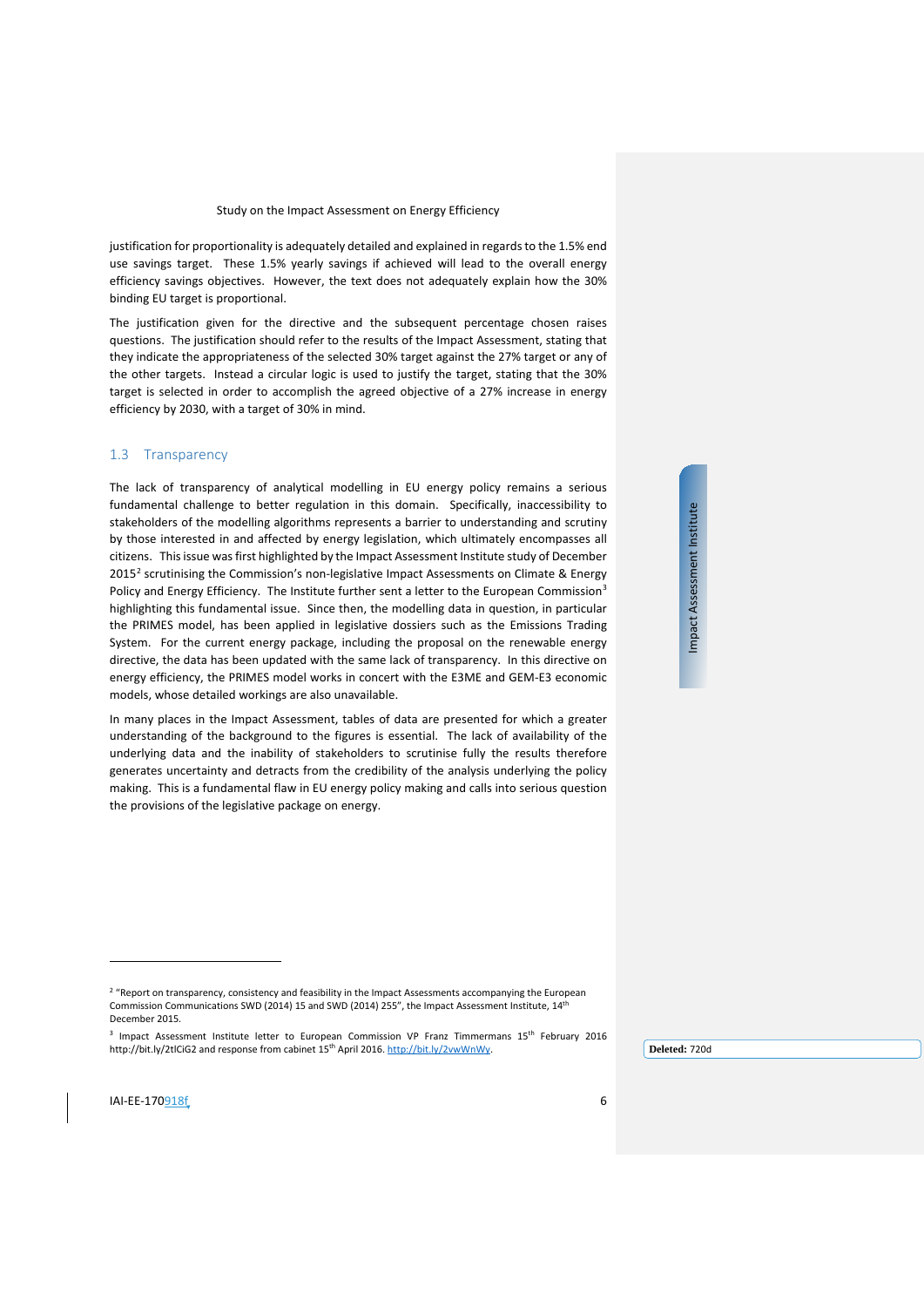justification for proportionality is adequately detailed and explained in regards to the 1.5% end use savings target. These 1.5% yearly savings if achieved will lead to the overall energy efficiency savings objectives. However, the text does not adequately explain how the 30% binding EU target is proportional.

The justification given for the directive and the subsequent percentage chosen raises questions. The justification should refer to the results of the Impact Assessment, stating that they indicate the appropriateness of the selected 30% target against the 27% target or any of the other targets. Instead a circular logic is used to justify the target, stating that the 30% target is selected in order to accomplish the agreed objective of a 27% increase in energy efficiency by 2030, with a target of 30% in mind.

## 1.3 Transparency

The lack of transparency of analytical modelling in EU energy policy remains a serious fundamental challenge to better regulation in this domain. Specifically, inaccessibility to stakeholders of the modelling algorithms represents a barrier to understanding and scrutiny by those interested in and affected by energy legislation, which ultimately encompasses all citizens. This issue was first highlighted by the Impact Assessment Institute study of December 2015[2] scrutinising the Commission's non-legislative Impact Assessments on Climate & Energy Policy and Energy Efficiency. The Institute further sent a letter to the European Commission[3] highlighting this fundamental issue. Since then, the modelling data in question, in particular the PRIMES model, has been applied in legislative dossiers such as the Emissions Trading System. For the current energy package, including the proposal on the renewable energy directive, the data has been updated with the same lack of transparency. In this directive on energy efficiency, the PRIMES model works in concert with the E3ME and GEM-E3 economic models, whose detailed workings are also unavailable.

In many places in the Impact Assessment, tables of data are presented for which a greater understanding of the background to the figures is essential. The lack of availability of the underlying data and the inability of stakeholders to scrutinise fully the results therefore generates uncertainty and detracts from the credibility of the analysis underlying the policy making. This is a fundamental flaw in EU energy policy making and calls into serious question the provisions of the legislative package on energy.

---

[2] "Report on transparency, consistency and feasibility in the Impact Assessments accompanying the European Commission Communications SWD (2014) 15 and SWD (2014) 255", the Impact Assessment Institute, 14th December 2015.

[3] Impact Assessment Institute letter to European Commission VP Franz Timmermans 15th February 2016 http://bit.ly/2tlCiG2 and response from cabinet 15th April 2016. http://bit.ly/2vwWnWv.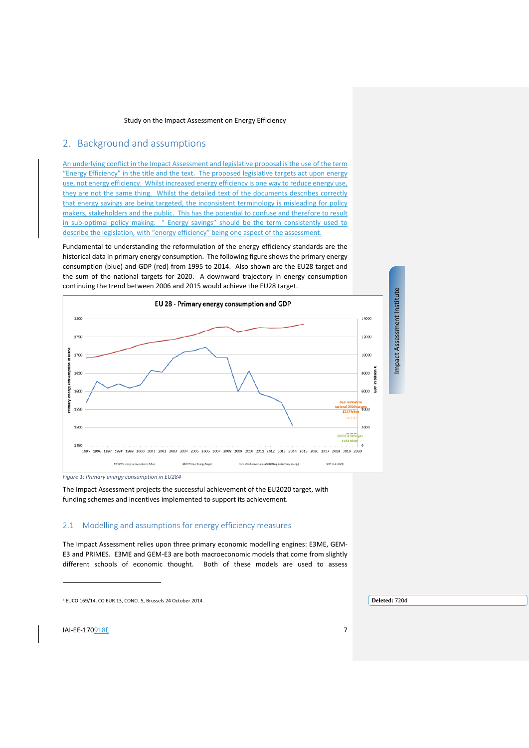## 2. Background and assumptions

An underlying conflict in the Impact Assessment and legislative proposal is the use of the term "Energy Efficiency" in the title and the text. The proposed legislative targets act upon energy use, not energy efficiency. Whilst increased energy efficiency is one way to reduce energy use, they are not the same thing. Whilst the detailed text of the documents describes correctly that energy savings are being targeted, the inconsistent terminology is misleading for policy makers, stakeholders and the public. This has the potential to confuse and therefore to result in sub-optimal policy making. " Energy savings" should be the term consistently used to describe the legislation, with "energy efficiency" being one aspect of the assessment.

Fundamental to understanding the reformulation of the energy efficiency standards are the historical data in primary energy consumption. The following figure shows the primary energy consumption (blue) and GDP (red) from 1995 to 2014. Also shown are the EU28 target and the sum of the national targets for 2020. A downward trajectory in energy consumption continuing the trend between 2006 and 2015 would achieve the EU28 target.

*Figure 1: Primary energy consumption in EU284*

The Impact Assessment projects the successful achievement of the EU2020 target, with funding schemes and incentives implemented to support its achievement.

### 2.1 Modelling and assumptions for energy efficiency measures

The Impact Assessment relies upon three primary economic modelling engines: E3ME, GEM-E3 and PRIMES. E3ME and GEM-E3 are both macroeconomic models that come from slightly different schools of economic thought. Both of these models are used to assess

---

[4] EUCO 169/14, CO EUR 13, CONCL 5, Brussels 24 October 2014.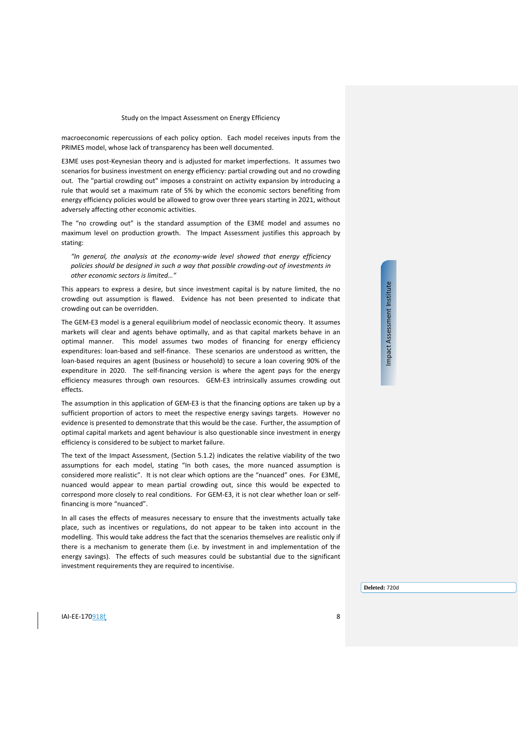macroeconomic repercussions of each policy option. Each model receives inputs from the PRIMES model, whose lack of transparency has been well documented.

E3ME uses post-Keynesian theory and is adjusted for market imperfections. It assumes two scenarios for business investment on energy efficiency: partial crowding out and no crowding out. The "partial crowding out" imposes a constraint on activity expansion by introducing a rule that would set a maximum rate of 5% by which the economic sectors benefiting from energy efficiency policies would be allowed to grow over three years starting in 2021, without adversely affecting other economic activities.

The "no crowding out" is the standard assumption of the E3ME model and assumes no maximum level on production growth. The Impact Assessment justifies this approach by stating:

> *"In general, the analysis at the economy-wide level showed that energy efficiency policies should be designed in such a way that possible crowding-out of investments in other economic sectors is limited…"*

This appears to express a desire, but since investment capital is by nature limited, the no crowding out assumption is flawed. Evidence has not been presented to indicate that crowding out can be overridden.

The GEM-E3 model is a general equilibrium model of neoclassic economic theory. It assumes markets will clear and agents behave optimally, and as that capital markets behave in an optimal manner. This model assumes two modes of financing for energy efficiency expenditures: loan-based and self-finance. These scenarios are understood as written, the loan-based requires an agent (business or household) to secure a loan covering 90% of the expenditure in 2020. The self-financing version is where the agent pays for the energy efficiency measures through own resources. GEM-E3 intrinsically assumes crowding out effects.

The assumption in this application of GEM-E3 is that the financing options are taken up by a sufficient proportion of actors to meet the respective energy savings targets. However no evidence is presented to demonstrate that this would be the case. Further, the assumption of optimal capital markets and agent behaviour is also questionable since investment in energy efficiency is considered to be subject to market failure.

The text of the Impact Assessment, (Section 5.1.2) indicates the relative viability of the two assumptions for each model, stating "In both cases, the more nuanced assumption is considered more realistic". It is not clear which options are the "nuanced" ones. For E3ME, nuanced would appear to mean partial crowding out, since this would be expected to correspond more closely to real conditions. For GEM-E3, it is not clear whether loan or self-financing is more "nuanced".

In all cases the effects of measures necessary to ensure that the investments actually take place, such as incentives or regulations, do not appear to be taken into account in the modelling. This would take address the fact that the scenarios themselves are realistic only if there is a mechanism to generate them (i.e. by investment in and implementation of the energy savings). The effects of such measures could be substantial due to the significant investment requirements they are required to incentivise.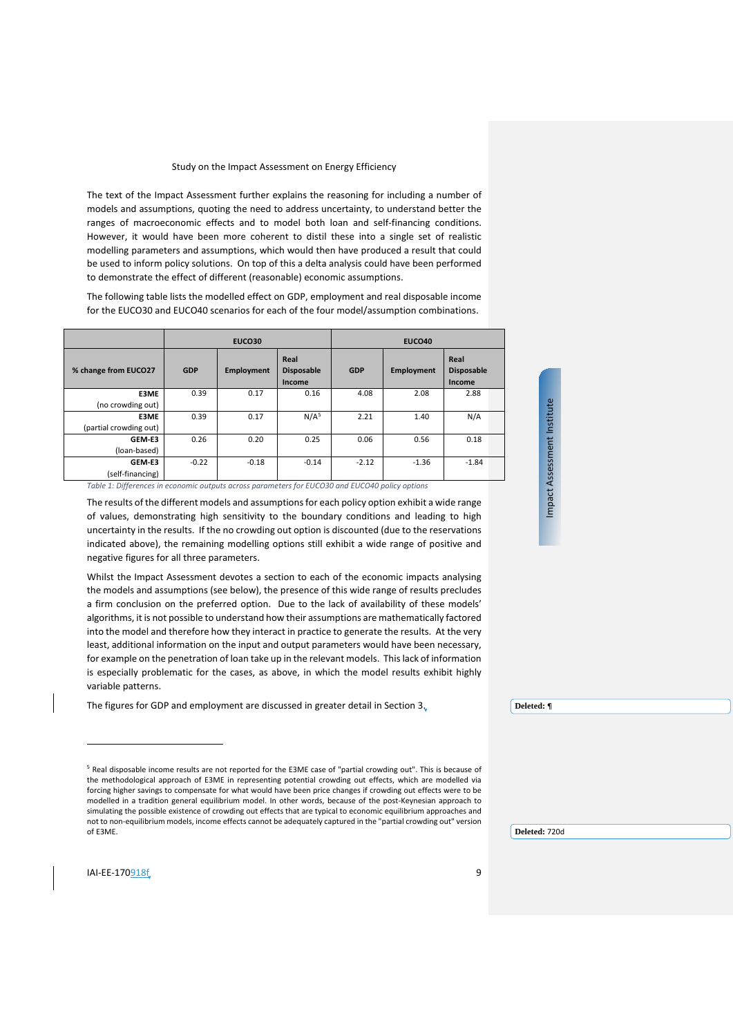The text of the Impact Assessment further explains the reasoning for including a number of models and assumptions, quoting the need to address uncertainty, to understand better the ranges of macroeconomic effects and to model both loan and self-financing conditions. However, it would have been more coherent to distil these into a single set of realistic modelling parameters and assumptions, which would then have produced a result that could be used to inform policy solutions. On top of this a delta analysis could have been performed to demonstrate the effect of different (reasonable) economic assumptions.

The following table lists the modelled effect on GDP, employment and real disposable income for the EUCO30 and EUCO40 scenarios for each of the four model/assumption combinations.

| | EUCO30 | | | EUCO40 | | |
|---|---|---|---|---|---|---|
| **% change from EUCO27** | **GDP** | **Employment** | **Real Disposable Income** | **GDP** | **Employment** | **Real Disposable Income** |
| **E3ME** (no crowding out) | 0.39 | 0.17 | 0.16 | 4.08 | 2.08 | 2.88 |
| **E3ME** (partial crowding out) | 0.39 | 0.17 | N/A[5] | 2.21 | 1.40 | N/A |
| **GEM-E3** (loan-based) | 0.26 | 0.20 | 0.25 | 0.06 | 0.56 | 0.18 |
| **GEM-E3** (self-financing) | -0.22 | -0.18 | -0.14 | -2.12 | -1.36 | -1.84 |

*Table 1: Differences in economic outputs across parameters for EUCO30 and EUCO40 policy options*

The results of the different models and assumptions for each policy option exhibit a wide range of values, demonstrating high sensitivity to the boundary conditions and leading to high uncertainty in the results. If the no crowding out option is discounted (due to the reservations indicated above), the remaining modelling options still exhibit a wide range of positive and negative figures for all three parameters.

Whilst the Impact Assessment devotes a section to each of the economic impacts analysing the models and assumptions (see below), the presence of this wide range of results precludes a firm conclusion on the preferred option. Due to the lack of availability of these models' algorithms, it is not possible to understand how their assumptions are mathematically factored into the model and therefore how they interact in practice to generate the results. At the very least, additional information on the input and output parameters would have been necessary, for example on the penetration of loan take up in the relevant models. This lack of information is especially problematic for the cases, as above, in which the model results exhibit highly variable patterns.

The figures for GDP and employment are discussed in greater detail in Section 3.

[5] Real disposable income results are not reported for the E3ME case of "partial crowding out". This is because of the methodological approach of E3ME in representing potential crowding out effects, which are modelled via forcing higher savings to compensate for what would have been price changes if crowding out effects were to be modelled in a tradition general equilibrium model. In other words, because of the post-Keynesian approach to simulating the possible existence of crowding out effects that are typical to economic equilibrium approaches and not to non-equilibrium models, income effects cannot be adequately captured in the "partial crowding out" version of E3ME.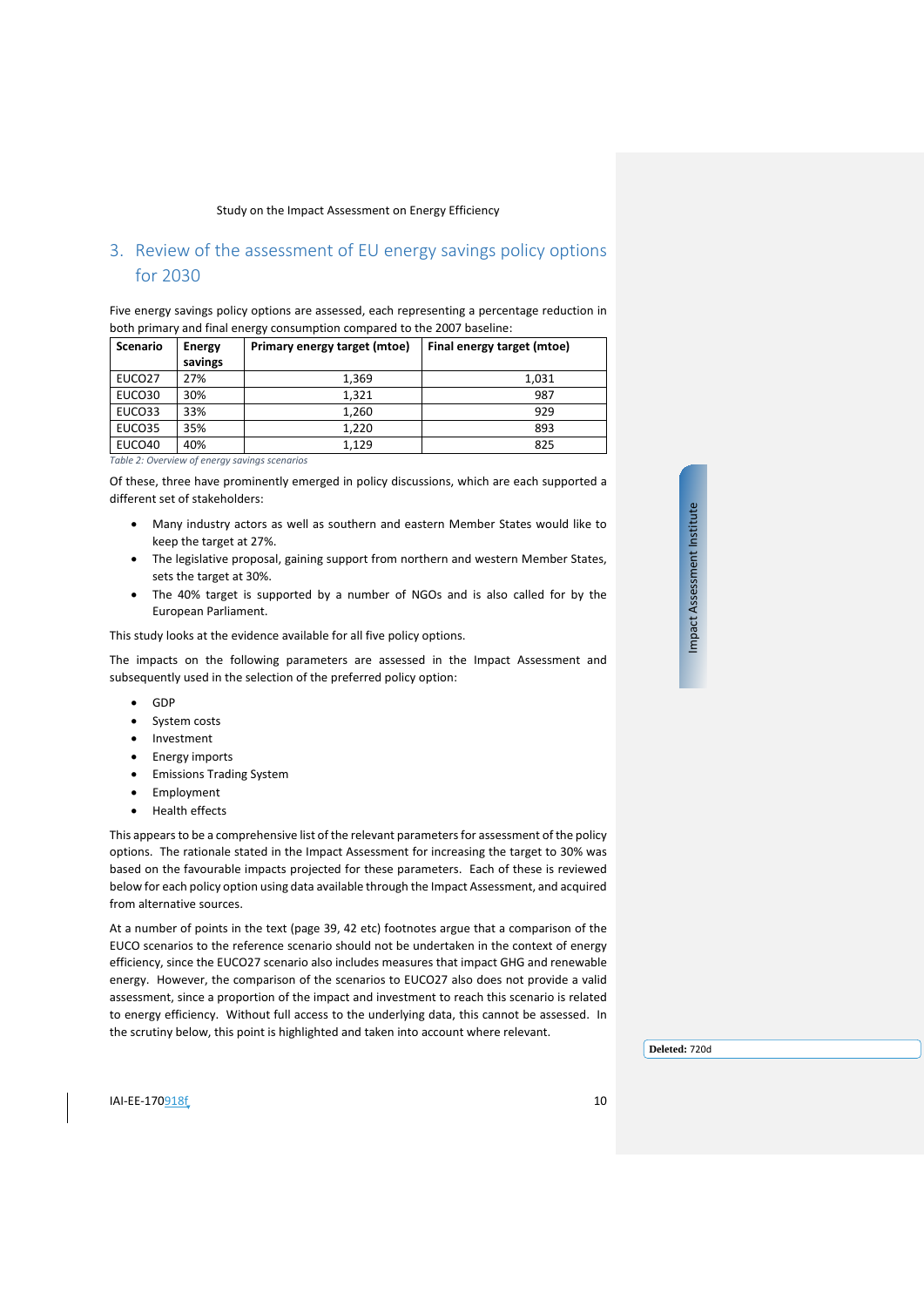## 3. Review of the assessment of EU energy savings policy options for 2030

Five energy savings policy options are assessed, each representing a percentage reduction in both primary and final energy consumption compared to the 2007 baseline:

| Scenario | Energy savings | Primary energy target (mtoe) | Final energy target (mtoe) |
|---|---|---|---|
| EUCO27 | 27% | 1,369 | 1,031 |
| EUCO30 | 30% | 1,321 | 987 |
| EUCO33 | 33% | 1,260 | 929 |
| EUCO35 | 35% | 1,220 | 893 |
| EUCO40 | 40% | 1,129 | 825 |

*Table 2: Overview of energy savings scenarios*

Of these, three have prominently emerged in policy discussions, which are each supported a different set of stakeholders:

- Many industry actors as well as southern and eastern Member States would like to keep the target at 27%.
- The legislative proposal, gaining support from northern and western Member States, sets the target at 30%.
- The 40% target is supported by a number of NGOs and is also called for by the European Parliament.

This study looks at the evidence available for all five policy options.

The impacts on the following parameters are assessed in the Impact Assessment and subsequently used in the selection of the preferred policy option:

- GDP
- System costs
- Investment
- Energy imports
- Emissions Trading System
- Employment
- Health effects

This appears to be a comprehensive list of the relevant parameters for assessment of the policy options. The rationale stated in the Impact Assessment for increasing the target to 30% was based on the favourable impacts projected for these parameters. Each of these is reviewed below for each policy option using data available through the Impact Assessment, and acquired from alternative sources.

At a number of points in the text (page 39, 42 etc) footnotes argue that a comparison of the EUCO scenarios to the reference scenario should not be undertaken in the context of energy efficiency, since the EUCO27 scenario also includes measures that impact GHG and renewable energy. However, the comparison of the scenarios to EUCO27 also does not provide a valid assessment, since a proportion of the impact and investment to reach this scenario is related to energy efficiency. Without full access to the underlying data, this cannot be assessed. In the scrutiny below, this point is highlighted and taken into account where relevant.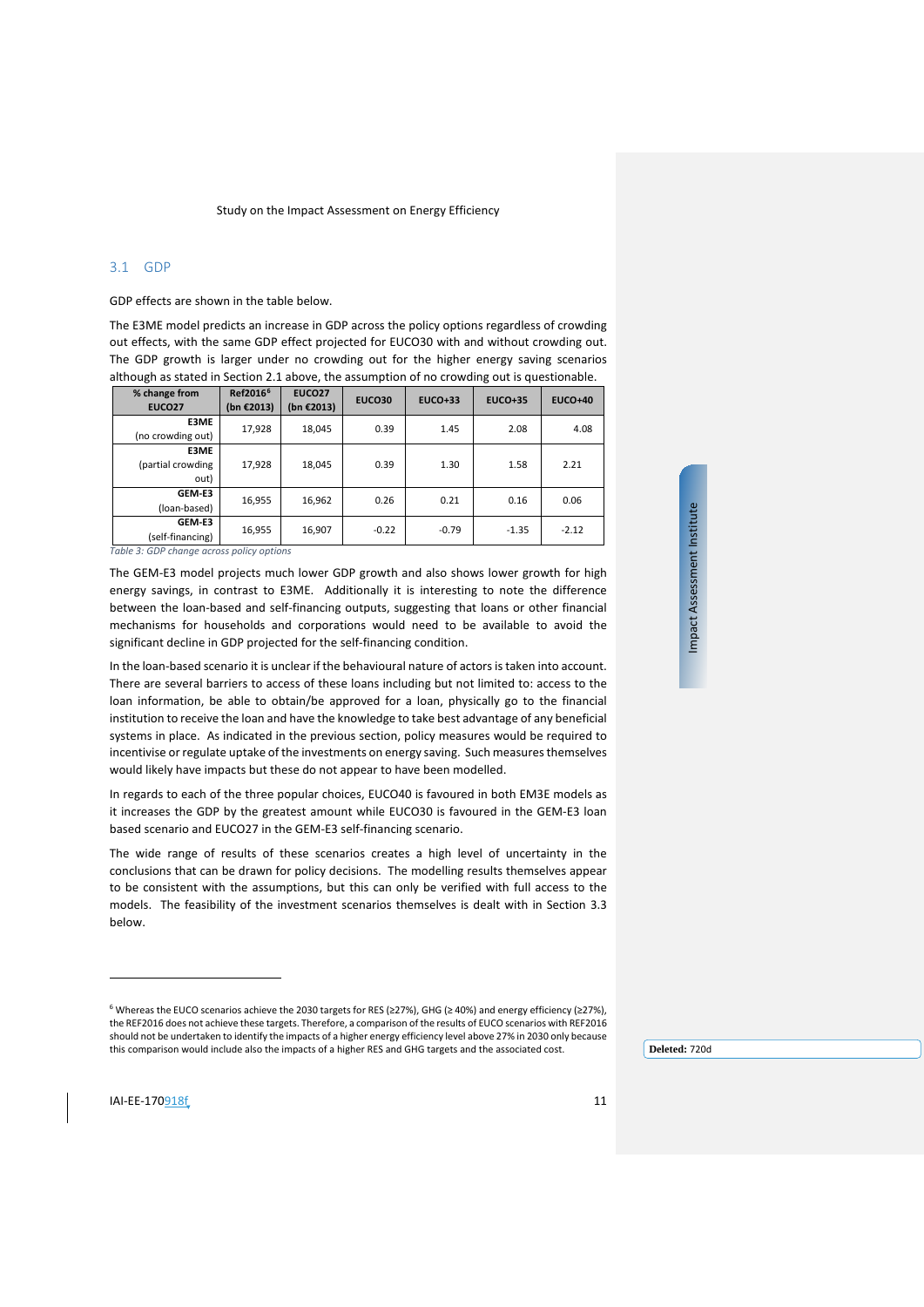## 3.1 GDP

GDP effects are shown in the table below.

The E3ME model predicts an increase in GDP across the policy options regardless of crowding out effects, with the same GDP effect projected for EUCO30 with and without crowding out. The GDP growth is larger under no crowding out for the higher energy saving scenarios although as stated in Section 2.1 above, the assumption of no crowding out is questionable.

| % change from EUCO27 | Ref2016[6] (bn €2013) | EUCO27 (bn €2013) | EUCO30 | EUCO+33 | EUCO+35 | EUCO+40 |
|---|---|---|---|---|---|---|
| E3ME (no crowding out) | 17,928 | 18,045 | 0.39 | 1.45 | 2.08 | 4.08 |
| E3ME (partial crowding out) | 17,928 | 18,045 | 0.39 | 1.30 | 1.58 | 2.21 |
| GEM-E3 (loan-based) | 16,955 | 16,962 | 0.26 | 0.21 | 0.16 | 0.06 |
| GEM-E3 (self-financing) | 16,955 | 16,907 | -0.22 | -0.79 | -1.35 | -2.12 |

*Table 3: GDP change across policy options*

The GEM-E3 model projects much lower GDP growth and also shows lower growth for high energy savings, in contrast to E3ME. Additionally it is interesting to note the difference between the loan-based and self-financing outputs, suggesting that loans or other financial mechanisms for households and corporations would need to be available to avoid the significant decline in GDP projected for the self-financing condition.

In the loan-based scenario it is unclear if the behavioural nature of actors is taken into account. There are several barriers to access of these loans including but not limited to: access to the loan information, be able to obtain/be approved for a loan, physically go to the financial institution to receive the loan and have the knowledge to take best advantage of any beneficial systems in place. As indicated in the previous section, policy measures would be required to incentivise or regulate uptake of the investments on energy saving. Such measures themselves would likely have impacts but these do not appear to have been modelled.

In regards to each of the three popular choices, EUCO40 is favoured in both EM3E models as it increases the GDP by the greatest amount while EUCO30 is favoured in the GEM-E3 loan based scenario and EUCO27 in the GEM-E3 self-financing scenario.

The wide range of results of these scenarios creates a high level of uncertainty in the conclusions that can be drawn for policy decisions. The modelling results themselves appear to be consistent with the assumptions, but this can only be verified with full access to the models. The feasibility of the investment scenarios themselves is dealt with in Section 3.3 below.

---

[6] Whereas the EUCO scenarios achieve the 2030 targets for RES (≥27%), GHG (≥ 40%) and energy efficiency (≥27%), the REF2016 does not achieve these targets. Therefore, a comparison of the results of EUCO scenarios with REF2016 should not be undertaken to identify the impacts of a higher energy efficiency level above 27% in 2030 only because this comparison would include also the impacts of a higher RES and GHG targets and the associated cost.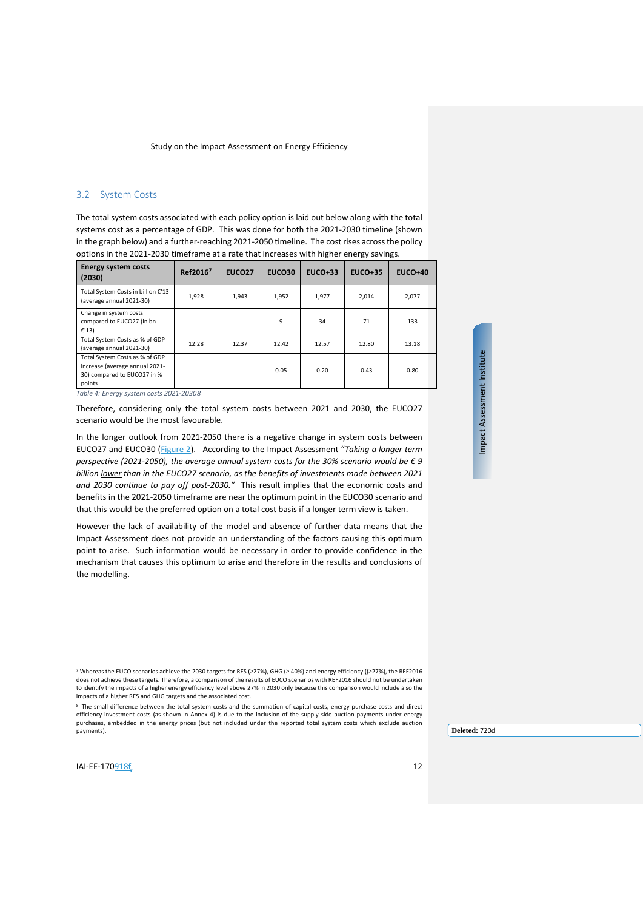## 3.2 System Costs

The total system costs associated with each policy option is laid out below along with the total systems cost as a percentage of GDP. This was done for both the 2021-2030 timeline (shown in the graph below) and a further-reaching 2021-2050 timeline. The cost rises across the policy options in the 2021-2030 timeframe at a rate that increases with higher energy savings.

| Energy system costs (2030) | Ref2016[7] | EUCO27 | EUCO30 | EUCO+33 | EUCO+35 | EUCO+40 |
|---|---|---|---|---|---|---|
| Total System Costs in billion €'13 (average annual 2021-30) | 1,928 | 1,943 | 1,952 | 1,977 | 2,014 | 2,077 |
| Change in system costs compared to EUCO27 (in bn €'13) | | | 9 | 34 | 71 | 133 |
| Total System Costs as % of GDP (average annual 2021-30) | 12.28 | 12.37 | 12.42 | 12.57 | 12.80 | 13.18 |
| Total System Costs as % of GDP increase (average annual 2021-30) compared to EUCO27 in % points | | | 0.05 | 0.20 | 0.43 | 0.80 |

*Table 4: Energy system costs 2021-2030*[8]

Therefore, considering only the total system costs between 2021 and 2030, the EUCO27 scenario would be the most favourable.

In the longer outlook from 2021-2050 there is a negative change in system costs between EUCO27 and EUCO30 (Figure 2). According to the Impact Assessment "*Taking a longer term perspective (2021-2050), the average annual system costs for the 30% scenario would be € 9 billion lower than in the EUCO27 scenario, as the benefits of investments made between 2021 and 2030 continue to pay off post-2030.*" This result implies that the economic costs and benefits in the 2021-2050 timeframe are near the optimum point in the EUCO30 scenario and that this would be the preferred option on a total cost basis if a longer term view is taken.

However the lack of availability of the model and absence of further data means that the Impact Assessment does not provide an understanding of the factors causing this optimum point to arise. Such information would be necessary in order to provide confidence in the mechanism that causes this optimum to arise and therefore in the results and conclusions of the modelling.

---

[7] Whereas the EUCO scenarios achieve the 2030 targets for RES (≥27%), GHG (≥ 40%) and energy efficiency ((≥27%), the REF2016 does not achieve these targets. Therefore, a comparison of the results of EUCO scenarios with REF2016 should not be undertaken to identify the impacts of a higher energy efficiency level above 27% in 2030 only because this comparison would include also the impacts of a higher RES and GHG targets and the associated cost.

[8] The small difference between the total system costs and the summation of capital costs, energy purchase costs and direct efficiency investment costs (as shown in Annex 4) is due to the inclusion of the supply side auction payments under energy purchases, embedded in the energy prices (but not included under the reported total system costs which exclude auction payments).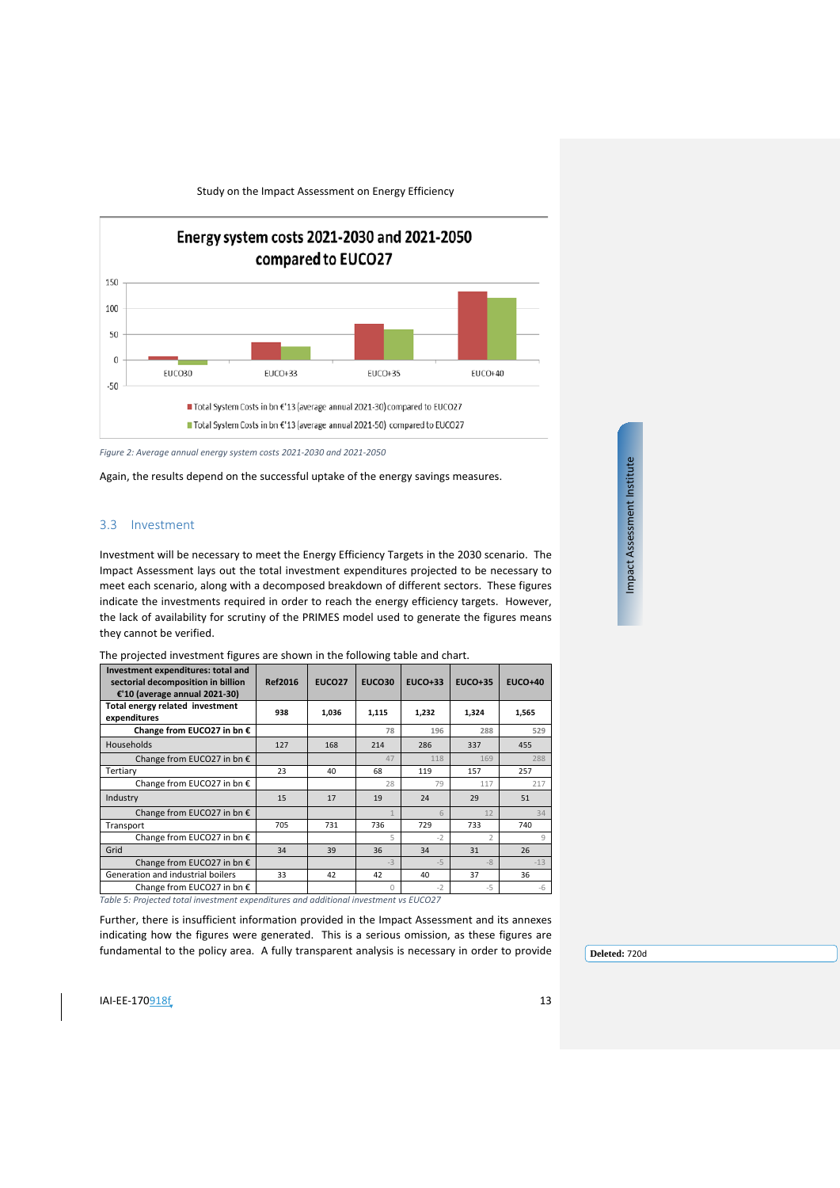Figure 2: Average annual energy system costs 2021-2030 and 2021-2050

Again, the results depend on the successful uptake of the energy savings measures.

## 3.3 Investment

Investment will be necessary to meet the Energy Efficiency Targets in the 2030 scenario. The Impact Assessment lays out the total investment expenditures projected to be necessary to meet each scenario, along with a decomposed breakdown of different sectors. These figures indicate the investments required in order to reach the energy efficiency targets. However, the lack of availability for scrutiny of the PRIMES model used to generate the figures means they cannot be verified.

The projected investment figures are shown in the following table and chart.

| Investment expenditures: total and sectorial decomposition in billion €'10 (average annual 2021-30) | Ref2016 | EUCO27 | EUCO30 | EUCO+33 | EUCO+35 | EUCO+40 |
|---|---|---|---|---|---|---|
| **Total energy related investment expenditures** | 938 | 1,036 | 1,115 | 1,232 | 1,324 | 1,565 |
| **Change from EUCO27 in bn €** | | | 78 | 196 | 288 | 529 |
| Households | 127 | 168 | 214 | 286 | 337 | 455 |
| Change from EUCO27 in bn € | | | 47 | 118 | 169 | 288 |
| Tertiary | 23 | 40 | 68 | 119 | 157 | 257 |
| Change from EUCO27 in bn € | | | 28 | 79 | 117 | 217 |
| Industry | 15 | 17 | 19 | 24 | 29 | 51 |
| Change from EUCO27 in bn € | | | 1 | 6 | 12 | 34 |
| Transport | 705 | 731 | 736 | 729 | 733 | 740 |
| Change from EUCO27 in bn € | | | 5 | -2 | 2 | 9 |
| Grid | 34 | 39 | 36 | 34 | 31 | 26 |
| Change from EUCO27 in bn € | | | -3 | -5 | -8 | -13 |
| Generation and industrial boilers | 33 | 42 | 42 | 40 | 37 | 36 |
| Change from EUCO27 in bn € | | | 0 | -2 | -5 | -6 |

Table 5: Projected total investment expenditures and additional investment vs EUCO27

Further, there is insufficient information provided in the Impact Assessment and its annexes indicating how the figures were generated. This is a serious omission, as these figures are fundamental to the policy area. A fully transparent analysis is necessary in order to provide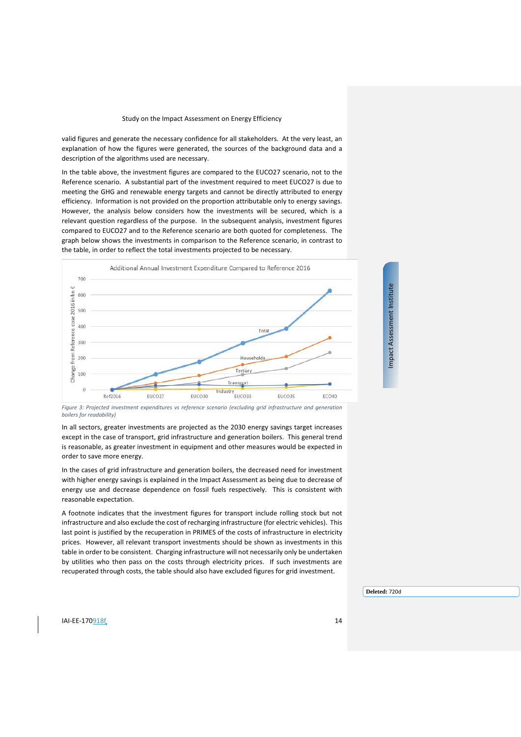valid figures and generate the necessary confidence for all stakeholders. At the very least, an explanation of how the figures were generated, the sources of the background data and a description of the algorithms used are necessary.

In the table above, the investment figures are compared to the EUCO27 scenario, not to the Reference scenario. A substantial part of the investment required to meet EUCO27 is due to meeting the GHG and renewable energy targets and cannot be directly attributed to energy efficiency. Information is not provided on the proportion attributable only to energy savings. However, the analysis below considers how the investments will be secured, which is a relevant question regardless of the purpose. In the subsequent analysis, investment figures compared to EUCO27 and to the Reference scenario are both quoted for completeness. The graph below shows the investments in comparison to the Reference scenario, in contrast to the table, in order to reflect the total investments projected to be necessary.

*Figure 3: Projected investment expenditures vs reference scenario (excluding grid infrastructure and generation boilers for readability)*

In all sectors, greater investments are projected as the 2030 energy savings target increases except in the case of transport, grid infrastructure and generation boilers. This general trend is reasonable, as greater investment in equipment and other measures would be expected in order to save more energy.

In the cases of grid infrastructure and generation boilers, the decreased need for investment with higher energy savings is explained in the Impact Assessment as being due to decrease of energy use and decrease dependence on fossil fuels respectively. This is consistent with reasonable expectation.

A footnote indicates that the investment figures for transport include rolling stock but not infrastructure and also exclude the cost of recharging infrastructure (for electric vehicles). This last point is justified by the recuperation in PRIMES of the costs of infrastructure in electricity prices. However, all relevant transport investments should be shown as investments in this table in order to be consistent. Charging infrastructure will not necessarily only be undertaken by utilities who then pass on the costs through electricity prices. If such investments are recuperated through costs, the table should also have excluded figures for grid investment.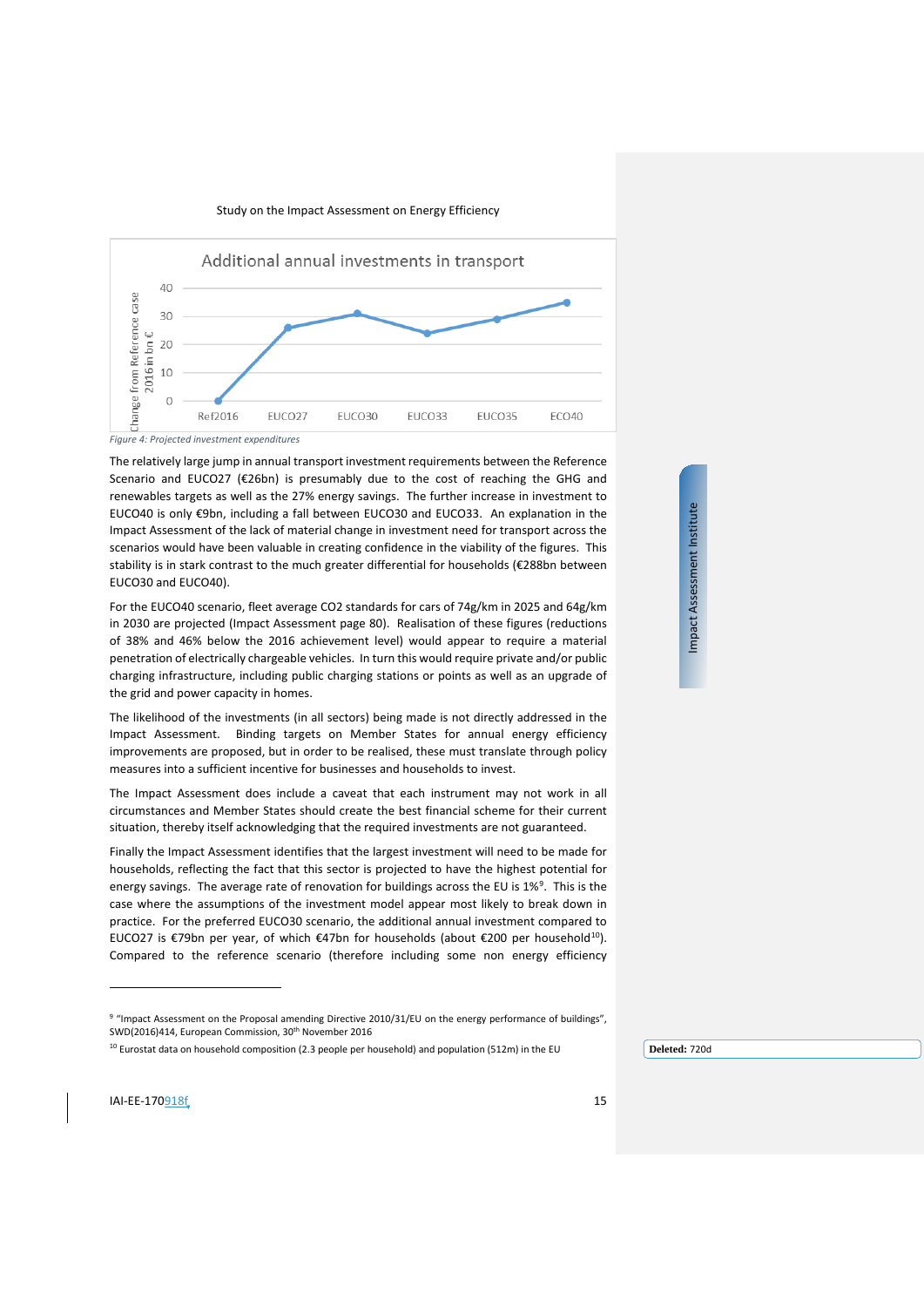Figure 4: Projected investment expenditures

The relatively large jump in annual transport investment requirements between the Reference Scenario and EUCO27 (€26bn) is presumably due to the cost of reaching the GHG and renewables targets as well as the 27% energy savings. The further increase in investment to EUCO40 is only €9bn, including a fall between EUCO30 and EUCO33. An explanation in the Impact Assessment of the lack of material change in investment need for transport across the scenarios would have been valuable in creating confidence in the viability of the figures. This stability is in stark contrast to the much greater differential for households (€288bn between EUCO30 and EUCO40).

For the EUCO40 scenario, fleet average $CO_2$ standards for cars of 74g/km in 2025 and 64g/km in 2030 are projected (Impact Assessment page 80). Realisation of these figures (reductions of 38% and 46% below the 2016 achievement level) would appear to require a material penetration of electrically chargeable vehicles. In turn this would require private and/or public charging infrastructure, including public charging stations or points as well as an upgrade of the grid and power capacity in homes.

The likelihood of the investments (in all sectors) being made is not directly addressed in the Impact Assessment. Binding targets on Member States for annual energy efficiency improvements are proposed, but in order to be realised, these must translate through policy measures into a sufficient incentive for businesses and households to invest.

The Impact Assessment does include a caveat that each instrument may not work in all circumstances and Member States should create the best financial scheme for their current situation, thereby itself acknowledging that the required investments are not guaranteed.

Finally the Impact Assessment identifies that the largest investment will need to be made for households, reflecting the fact that this sector is projected to have the highest potential for energy savings. The average rate of renovation for buildings across the EU is 1%[9]. This is the case where the assumptions of the investment model appear most likely to break down in practice. For the preferred EUCO30 scenario, the additional annual investment compared to EUCO27 is €79bn per year, of which €47bn for households (about €200 per household[10]). Compared to the reference scenario (therefore including some non energy efficiency

[9] "Impact Assessment on the Proposal amending Directive 2010/31/EU on the energy performance of buildings", SWD(2016)414, European Commission, 30th November 2016

[10] Eurostat data on household composition (2.3 people per household) and population (512m) in the EU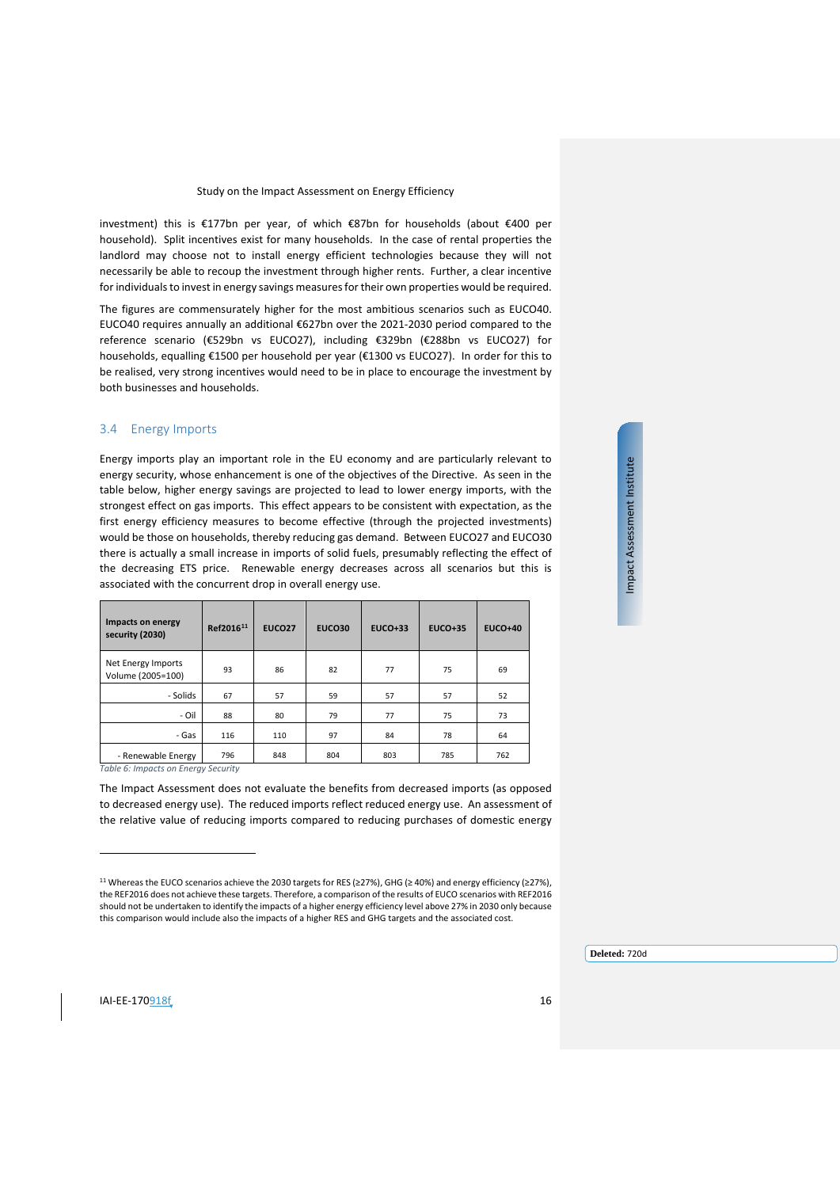investment) this is €177bn per year, of which €87bn for households (about €400 per household). Split incentives exist for many households. In the case of rental properties the landlord may choose not to install energy efficient technologies because they will not necessarily be able to recoup the investment through higher rents. Further, a clear incentive for individuals to invest in energy savings measures for their own properties would be required.

The figures are commensurately higher for the most ambitious scenarios such as EUCO40. EUCO40 requires annually an additional €627bn over the 2021-2030 period compared to the reference scenario (€529bn vs EUCO27), including €329bn (€288bn vs EUCO27) for households, equalling €1500 per household per year (€1300 vs EUCO27). In order for this to be realised, very strong incentives would need to be in place to encourage the investment by both businesses and households.

## 3.4 Energy Imports

Energy imports play an important role in the EU economy and are particularly relevant to energy security, whose enhancement is one of the objectives of the Directive. As seen in the table below, higher energy savings are projected to lead to lower energy imports, with the strongest effect on gas imports. This effect appears to be consistent with expectation, as the first energy efficiency measures to become effective (through the projected investments) would be those on households, thereby reducing gas demand. Between EUCO27 and EUCO30 there is actually a small increase in imports of solid fuels, presumably reflecting the effect of the decreasing ETS price. Renewable energy decreases across all scenarios but this is associated with the concurrent drop in overall energy use.

| Impacts on energy security (2030) | Ref2016[11] | EUCO27 | EUCO30 | EUCO+33 | EUCO+35 | EUCO+40 |
|---|---|---|---|---|---|---|
| Net Energy Imports Volume (2005=100) | 93 | 86 | 82 | 77 | 75 | 69 |
| - Solids | 67 | 57 | 59 | 57 | 57 | 52 |
| - Oil | 88 | 80 | 79 | 77 | 75 | 73 |
| - Gas | 116 | 110 | 97 | 84 | 78 | 64 |
| - Renewable Energy | 796 | 848 | 804 | 803 | 785 | 762 |

*Table 6: Impacts on Energy Security*

The Impact Assessment does not evaluate the benefits from decreased imports (as opposed to decreased energy use). The reduced imports reflect reduced energy use. An assessment of the relative value of reducing imports compared to reducing purchases of domestic energy

[11] Whereas the EUCO scenarios achieve the 2030 targets for RES (≥27%), GHG (≥ 40%) and energy efficiency (≥27%), the REF2016 does not achieve these targets. Therefore, a comparison of the results of EUCO scenarios with REF2016 should not be undertaken to identify the impacts of a higher energy efficiency level above 27% in 2030 only because this comparison would include also the impacts of a higher RES and GHG targets and the associated cost.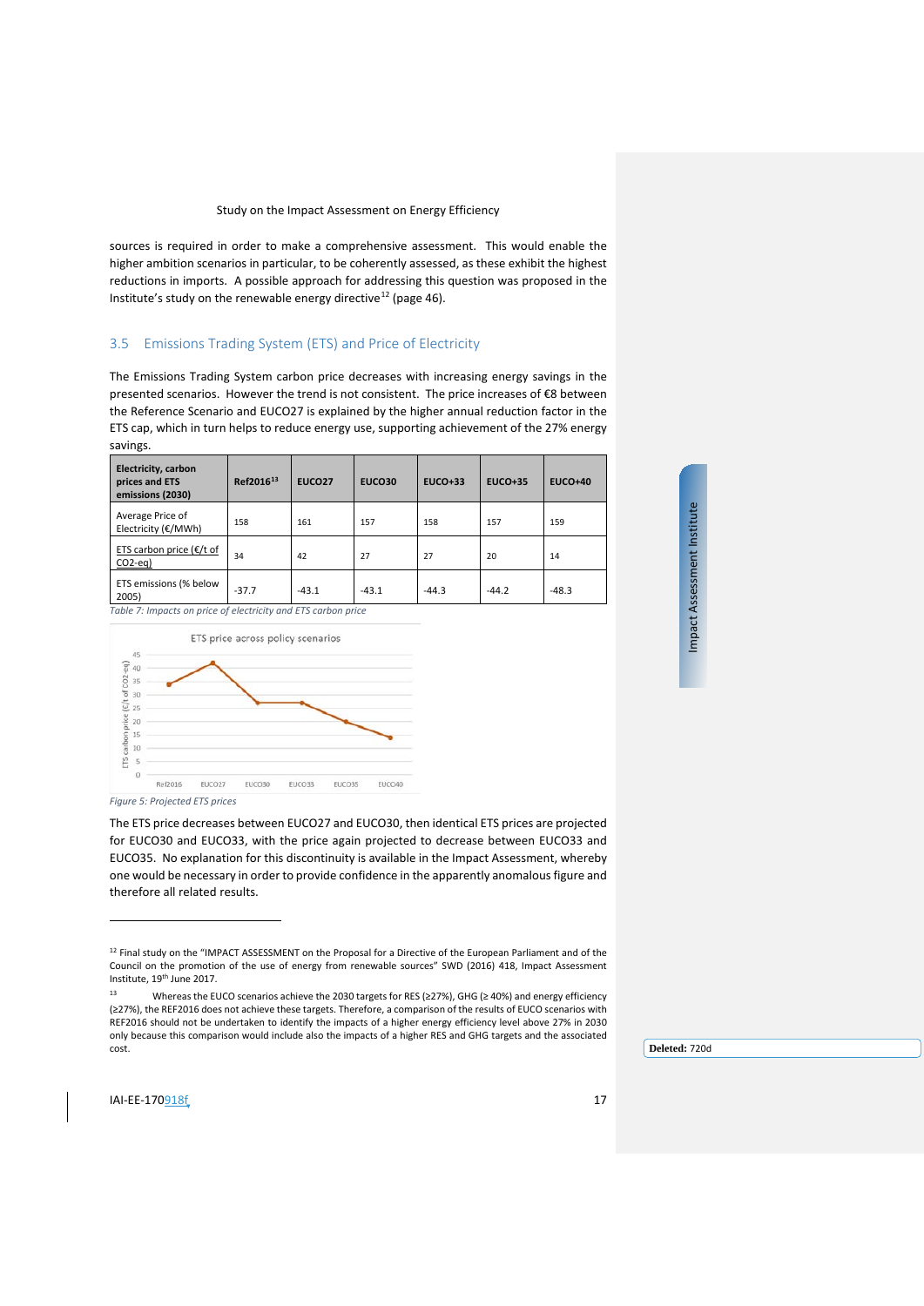sources is required in order to make a comprehensive assessment. This would enable the higher ambition scenarios in particular, to be coherently assessed, as these exhibit the highest reductions in imports. A possible approach for addressing this question was proposed in the Institute's study on the renewable energy directive[12] (page 46).

## 3.5 Emissions Trading System (ETS) and Price of Electricity

The Emissions Trading System carbon price decreases with increasing energy savings in the presented scenarios. However the trend is not consistent. The price increases of €8 between the Reference Scenario and EUCO27 is explained by the higher annual reduction factor in the ETS cap, which in turn helps to reduce energy use, supporting achievement of the 27% energy savings.

| Electricity, carbon prices and ETS emissions (2030) | Ref2016[13] | EUCO27 | EUCO30 | EUCO+33 | EUCO+35 | EUCO+40 |
|---|---|---|---|---|---|---|
| Average Price of Electricity (€/MWh) | 158 | 161 | 157 | 158 | 157 | 159 |
| ETS carbon price (€/t of CO2-eq) | 34 | 42 | 27 | 27 | 20 | 14 |
| ETS emissions (% below 2005) | -37.7 | -43.1 | -43.1 | -44.3 | -44.2 | -48.3 |

*Table 7: Impacts on price of electricity and ETS carbon price*

*Figure 5: Projected ETS prices*

The ETS price decreases between EUCO27 and EUCO30, then identical ETS prices are projected for EUCO30 and EUCO33, with the price again projected to decrease between EUCO33 and EUCO35. No explanation for this discontinuity is available in the Impact Assessment, whereby one would be necessary in order to provide confidence in the apparently anomalous figure and therefore all related results.

---

[12] Final study on the "IMPACT ASSESSMENT on the Proposal for a Directive of the European Parliament and of the Council on the promotion of the use of energy from renewable sources" SWD (2016) 418, Impact Assessment Institute, 19th June 2017.

[13] Whereas the EUCO scenarios achieve the 2030 targets for RES (≥27%), GHG (≥ 40%) and energy efficiency (≥27%), the REF2016 does not achieve these targets. Therefore, a comparison of the results of EUCO scenarios with REF2016 should not be undertaken to identify the impacts of a higher energy efficiency level above 27% in 2030 only because this comparison would include also the impacts of a higher RES and GHG targets and the associated cost.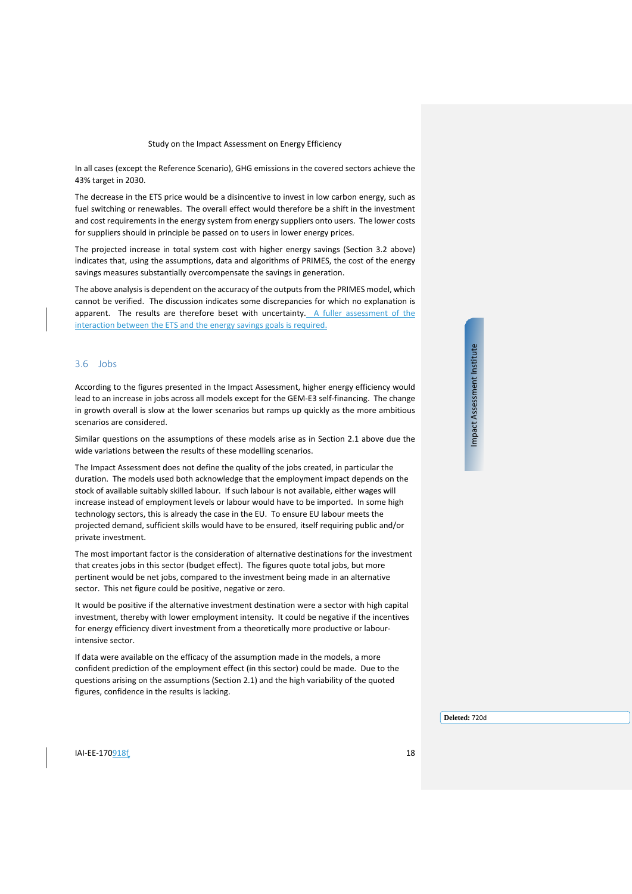In all cases (except the Reference Scenario), GHG emissions in the covered sectors achieve the 43% target in 2030.

The decrease in the ETS price would be a disincentive to invest in low carbon energy, such as fuel switching or renewables. The overall effect would therefore be a shift in the investment and cost requirements in the energy system from energy suppliers onto users. The lower costs for suppliers should in principle be passed on to users in lower energy prices.

The projected increase in total system cost with higher energy savings (Section 3.2 above) indicates that, using the assumptions, data and algorithms of PRIMES, the cost of the energy savings measures substantially overcompensate the savings in generation.

The above analysis is dependent on the accuracy of the outputs from the PRIMES model, which cannot be verified. The discussion indicates some discrepancies for which no explanation is apparent. The results are therefore beset with uncertainty. A fuller assessment of the interaction between the ETS and the energy savings goals is required.

## 3.6 Jobs

According to the figures presented in the Impact Assessment, higher energy efficiency would lead to an increase in jobs across all models except for the GEM-E3 self-financing. The change in growth overall is slow at the lower scenarios but ramps up quickly as the more ambitious scenarios are considered.

Similar questions on the assumptions of these models arise as in Section 2.1 above due the wide variations between the results of these modelling scenarios.

The Impact Assessment does not define the quality of the jobs created, in particular the duration. The models used both acknowledge that the employment impact depends on the stock of available suitably skilled labour. If such labour is not available, either wages will increase instead of employment levels or labour would have to be imported. In some high technology sectors, this is already the case in the EU. To ensure EU labour meets the projected demand, sufficient skills would have to be ensured, itself requiring public and/or private investment.

The most important factor is the consideration of alternative destinations for the investment that creates jobs in this sector (budget effect). The figures quote total jobs, but more pertinent would be net jobs, compared to the investment being made in an alternative sector. This net figure could be positive, negative or zero.

It would be positive if the alternative investment destination were a sector with high capital investment, thereby with lower employment intensity. It could be negative if the incentives for energy efficiency divert investment from a theoretically more productive or labour-intensive sector.

If data were available on the efficacy of the assumption made in the models, a more confident prediction of the employment effect (in this sector) could be made. Due to the questions arising on the assumptions (Section 2.1) and the high variability of the quoted figures, confidence in the results is lacking.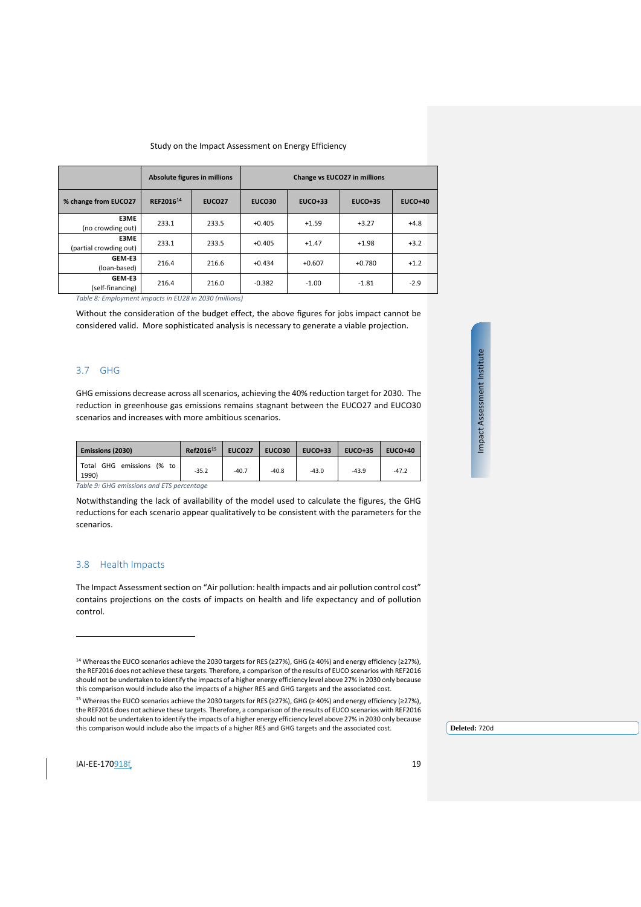| | Absolute figures in millions | | Change vs EUCO27 in millions | | | |
|---|---|---|---|---|---|---|
| % change from EUCO27 | REF2016[14] | EUCO27 | EUCO30 | EUCO+33 | EUCO+35 | EUCO+40 |
| E3ME (no crowding out) | 233.1 | 233.5 | +0.405 | +1.59 | +3.27 | +4.8 |
| E3ME (partial crowding out) | 233.1 | 233.5 | +0.405 | +1.47 | +1.98 | +3.2 |
| GEM-E3 (loan-based) | 216.4 | 216.6 | +0.434 | +0.607 | +0.780 | +1.2 |
| GEM-E3 (self-financing) | 216.4 | 216.0 | -0.382 | -1.00 | -1.81 | -2.9 |

*Table 8: Employment impacts in EU28 in 2030 (millions)*

Without the consideration of the budget effect, the above figures for jobs impact cannot be considered valid. More sophisticated analysis is necessary to generate a viable projection.

## 3.7 GHG

GHG emissions decrease across all scenarios, achieving the 40% reduction target for 2030. The reduction in greenhouse gas emissions remains stagnant between the EUCO27 and EUCO30 scenarios and increases with more ambitious scenarios.

| Emissions (2030) | Ref2016[15] | EUCO27 | EUCO30 | EUCO+33 | EUCO+35 | EUCO+40 |
|---|---|---|---|---|---|---|
| Total GHG emissions (% to 1990) | -35.2 | -40.7 | -40.8 | -43.0 | -43.9 | -47.2 |

*Table 9: GHG emissions and ETS percentage*

Notwithstanding the lack of availability of the model used to calculate the figures, the GHG reductions for each scenario appear qualitatively to be consistent with the parameters for the scenarios.

## 3.8 Health Impacts

The Impact Assessment section on "Air pollution: health impacts and air pollution control cost" contains projections on the costs of impacts on health and life expectancy and of pollution control.

---

[14] Whereas the EUCO scenarios achieve the 2030 targets for RES (≥27%), GHG (≥ 40%) and energy efficiency (≥27%), the REF2016 does not achieve these targets. Therefore, a comparison of the results of EUCO scenarios with REF2016 should not be undertaken to identify the impacts of a higher energy efficiency level above 27% in 2030 only because this comparison would include also the impacts of a higher RES and GHG targets and the associated cost.

[15] Whereas the EUCO scenarios achieve the 2030 targets for RES (≥27%), GHG (≥ 40%) and energy efficiency (≥27%), the REF2016 does not achieve these targets. Therefore, a comparison of the results of EUCO scenarios with REF2016 should not be undertaken to identify the impacts of a higher energy efficiency level above 27% in 2030 only because this comparison would include also the impacts of a higher RES and GHG targets and the associated cost.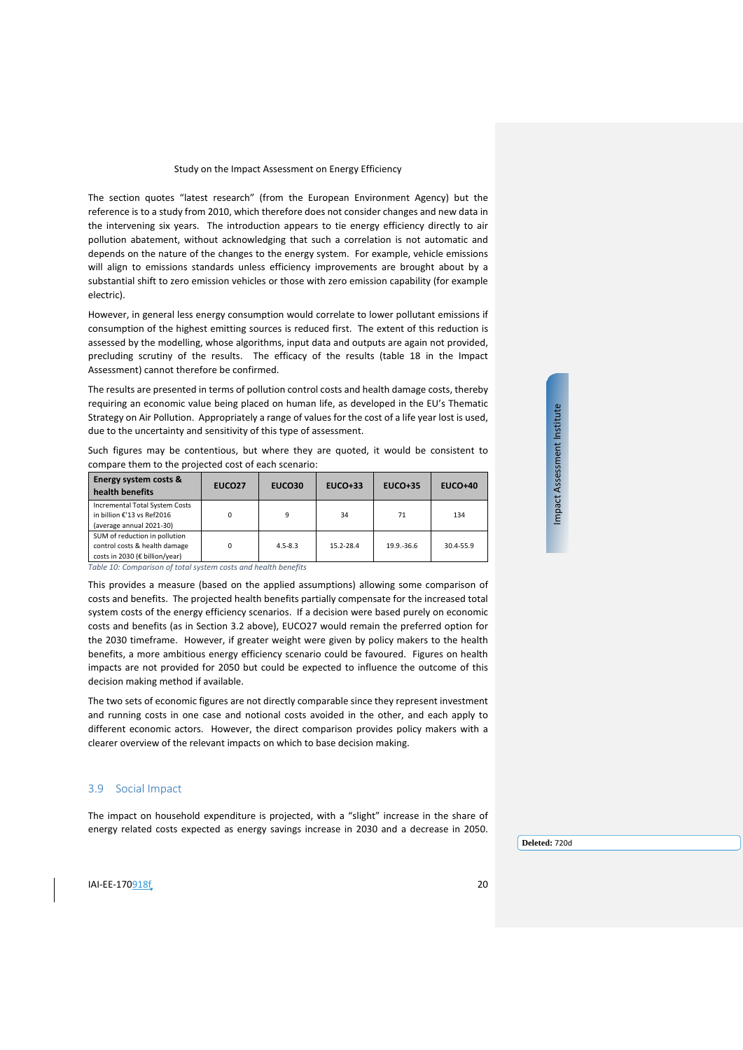The section quotes "latest research" (from the European Environment Agency) but the reference is to a study from 2010, which therefore does not consider changes and new data in the intervening six years. The introduction appears to tie energy efficiency directly to air pollution abatement, without acknowledging that such a correlation is not automatic and depends on the nature of the changes to the energy system. For example, vehicle emissions will align to emissions standards unless efficiency improvements are brought about by a substantial shift to zero emission vehicles or those with zero emission capability (for example electric).

However, in general less energy consumption would correlate to lower pollutant emissions if consumption of the highest emitting sources is reduced first. The extent of this reduction is assessed by the modelling, whose algorithms, input data and outputs are again not provided, precluding scrutiny of the results. The efficacy of the results (table 18 in the Impact Assessment) cannot therefore be confirmed.

The results are presented in terms of pollution control costs and health damage costs, thereby requiring an economic value being placed on human life, as developed in the EU's Thematic Strategy on Air Pollution. Appropriately a range of values for the cost of a life year lost is used, due to the uncertainty and sensitivity of this type of assessment.

Such figures may be contentious, but where they are quoted, it would be consistent to compare them to the projected cost of each scenario:

| Energy system costs & health benefits | EUCO27 | EUCO30 | EUCO+33 | EUCO+35 | EUCO+40 |
|---|---|---|---|---|---|
| Incremental Total System Costs in billion €'13 vs Ref2016 (average annual 2021-30) | 0 | 9 | 34 | 71 | 134 |
| SUM of reduction in pollution control costs & health damage costs in 2030 (€ billion/year) | 0 | 4.5-8.3 | 15.2-28.4 | 19.9.-36.6 | 30.4-55.9 |

*Table 10: Comparison of total system costs and health benefits*

This provides a measure (based on the applied assumptions) allowing some comparison of costs and benefits. The projected health benefits partially compensate for the increased total system costs of the energy efficiency scenarios. If a decision were based purely on economic costs and benefits (as in Section 3.2 above), EUCO27 would remain the preferred option for the 2030 timeframe. However, if greater weight were given by policy makers to the health benefits, a more ambitious energy efficiency scenario could be favoured. Figures on health impacts are not provided for 2050 but could be expected to influence the outcome of this decision making method if available.

The two sets of economic figures are not directly comparable since they represent investment and running costs in one case and notional costs avoided in the other, and each apply to different economic actors. However, the direct comparison provides policy makers with a clearer overview of the relevant impacts on which to base decision making.

## 3.9 Social Impact

The impact on household expenditure is projected, with a "slight" increase in the share of energy related costs expected as energy savings increase in 2030 and a decrease in 2050.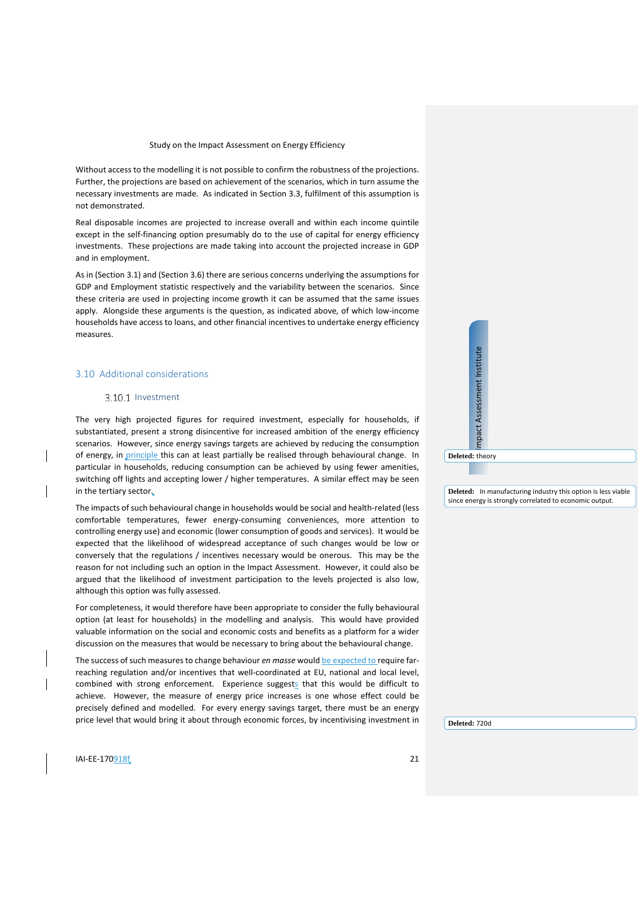Without access to the modelling it is not possible to confirm the robustness of the projections. Further, the projections are based on achievement of the scenarios, which in turn assume the necessary investments are made. As indicated in Section 3.3, fulfilment of this assumption is not demonstrated.

Real disposable incomes are projected to increase overall and within each income quintile except in the self-financing option presumably do to the use of capital for energy efficiency investments. These projections are made taking into account the projected increase in GDP and in employment.

As in (Section 3.1) and (Section 3.6) there are serious concerns underlying the assumptions for GDP and Employment statistic respectively and the variability between the scenarios. Since these criteria are used in projecting income growth it can be assumed that the same issues apply. Alongside these arguments is the question, as indicated above, of which low-income households have access to loans, and other financial incentives to undertake energy efficiency measures.

## 3.10 Additional considerations

### 3.10.1 Investment

The very high projected figures for required investment, especially for households, if substantiated, present a strong disincentive for increased ambition of the energy efficiency scenarios. However, since energy savings targets are achieved by reducing the consumption of energy, in principle this can at least partially be realised through behavioural change. In particular in households, reducing consumption can be achieved by using fewer amenities, switching off lights and accepting lower / higher temperatures. A similar effect may be seen in the tertiary sector.

The impacts of such behavioural change in households would be social and health-related (less comfortable temperatures, fewer energy-consuming conveniences, more attention to controlling energy use) and economic (lower consumption of goods and services). It would be expected that the likelihood of widespread acceptance of such changes would be low or conversely that the regulations / incentives necessary would be onerous. This may be the reason for not including such an option in the Impact Assessment. However, it could also be argued that the likelihood of investment participation to the levels projected is also low, although this option was fully assessed.

For completeness, it would therefore have been appropriate to consider the fully behavioural option (at least for households) in the modelling and analysis. This would have provided valuable information on the social and economic costs and benefits as a platform for a wider discussion on the measures that would be necessary to bring about the behavioural change.

The success of such measures to change behaviour *en masse* would be expected to require far-reaching regulation and/or incentives that well-coordinated at EU, national and local level, combined with strong enforcement. Experience suggests that this would be difficult to achieve. However, the measure of energy price increases is one whose effect could be precisely defined and modelled. For every energy savings target, there must be an energy price level that would bring it about through economic forces, by incentivising investment in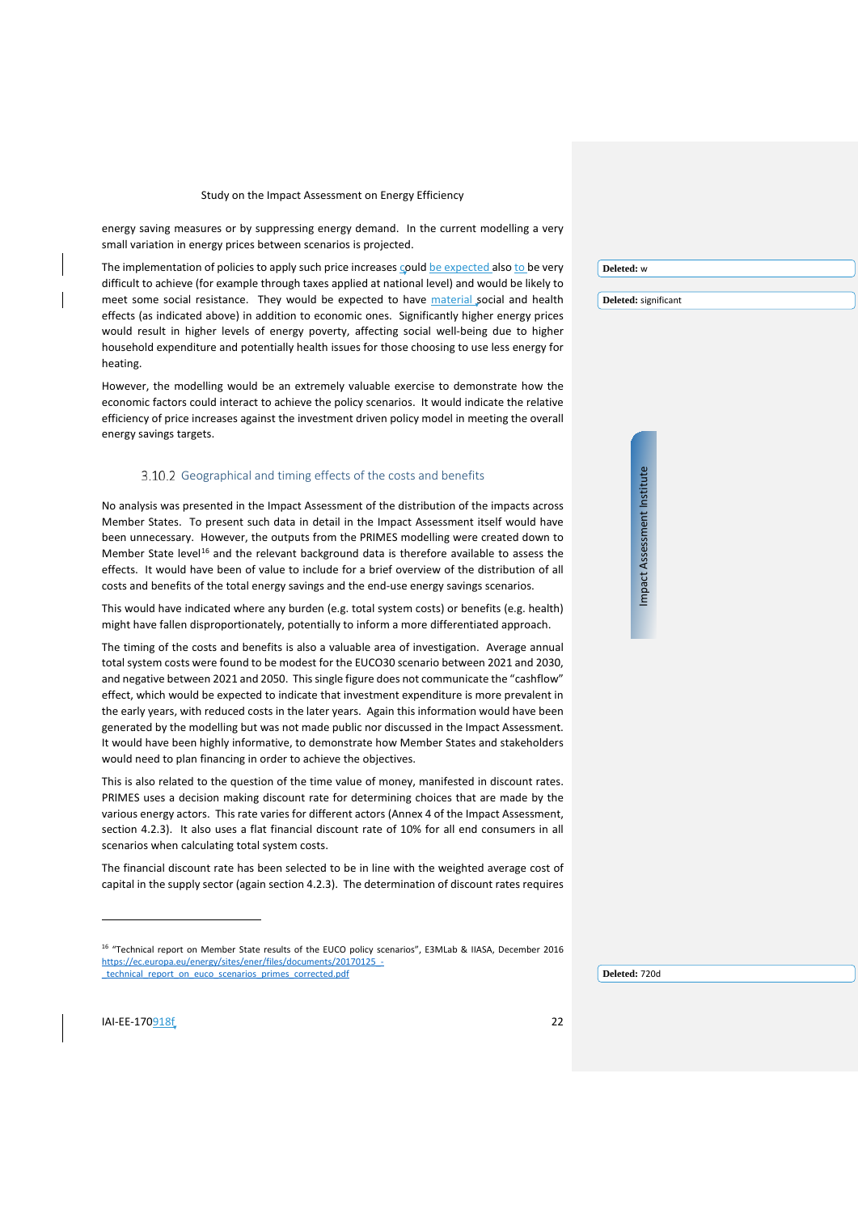energy saving measures or by suppressing energy demand. In the current modelling a very small variation in energy prices between scenarios is projected.

The implementation of policies to apply such price increases could be expected also to be very difficult to achieve (for example through taxes applied at national level) and would be likely to meet some social resistance. They would be expected to have material social and health effects (as indicated above) in addition to economic ones. Significantly higher energy prices would result in higher levels of energy poverty, affecting social well-being due to higher household expenditure and potentially health issues for those choosing to use less energy for heating.

However, the modelling would be an extremely valuable exercise to demonstrate how the economic factors could interact to achieve the policy scenarios. It would indicate the relative efficiency of price increases against the investment driven policy model in meeting the overall energy savings targets.

### 3.10.2 Geographical and timing effects of the costs and benefits

No analysis was presented in the Impact Assessment of the distribution of the impacts across Member States. To present such data in detail in the Impact Assessment itself would have been unnecessary. However, the outputs from the PRIMES modelling were created down to Member State level[16] and the relevant background data is therefore available to assess the effects. It would have been of value to include for a brief overview of the distribution of all costs and benefits of the total energy savings and the end-use energy savings scenarios.

This would have indicated where any burden (e.g. total system costs) or benefits (e.g. health) might have fallen disproportionately, potentially to inform a more differentiated approach.

The timing of the costs and benefits is also a valuable area of investigation. Average annual total system costs were found to be modest for the EUCO30 scenario between 2021 and 2030, and negative between 2021 and 2050. This single figure does not communicate the "cashflow" effect, which would be expected to indicate that investment expenditure is more prevalent in the early years, with reduced costs in the later years. Again this information would have been generated by the modelling but was not made public nor discussed in the Impact Assessment. It would have been highly informative, to demonstrate how Member States and stakeholders would need to plan financing in order to achieve the objectives.

This is also related to the question of the time value of money, manifested in discount rates. PRIMES uses a decision making discount rate for determining choices that are made by the various energy actors. This rate varies for different actors (Annex 4 of the Impact Assessment, section 4.2.3). It also uses a flat financial discount rate of 10% for all end consumers in all scenarios when calculating total system costs.

The financial discount rate has been selected to be in line with the weighted average cost of capital in the supply sector (again section 4.2.3). The determination of discount rates requires

[16] "Technical report on Member State results of the EUCO policy scenarios", E3MLab & IIASA, December 2016 https://ec.europa.eu/energy/sites/ener/files/documents/20170125_-_technical_report_on_euco_scenarios_primes_corrected.pdf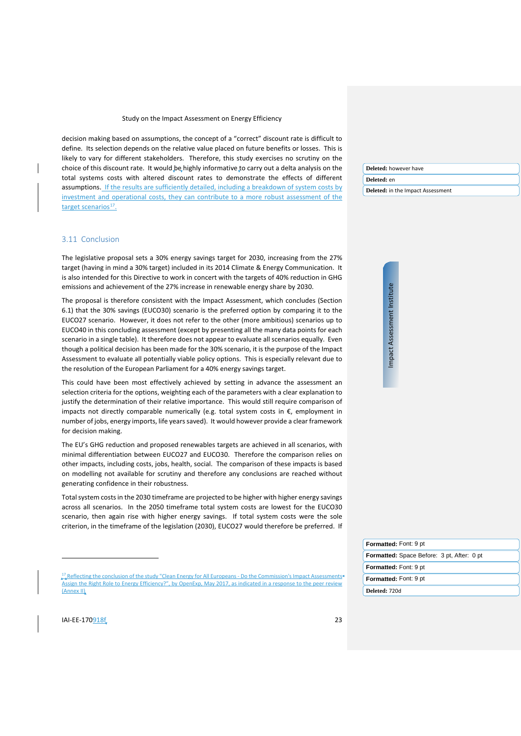decision making based on assumptions, the concept of a "correct" discount rate is difficult to define. Its selection depends on the relative value placed on future benefits or losses. This is likely to vary for different stakeholders. Therefore, this study exercises no scrutiny on the choice of this discount rate. It would be highly informative to carry out a delta analysis on the total systems costs with altered discount rates to demonstrate the effects of different assumptions. If the results are sufficiently detailed, including a breakdown of system costs by investment and operational costs, they can contribute to a more robust assessment of the target scenarios[17].

## 3.11 Conclusion

The legislative proposal sets a 30% energy savings target for 2030, increasing from the 27% target (having in mind a 30% target) included in its 2014 Climate & Energy Communication. It is also intended for this Directive to work in concert with the targets of 40% reduction in GHG emissions and achievement of the 27% increase in renewable energy share by 2030.

The proposal is therefore consistent with the Impact Assessment, which concludes (Section 6.1) that the 30% savings (EUCO30) scenario is the preferred option by comparing it to the EUCO27 scenario. However, it does not refer to the other (more ambitious) scenarios up to EUCO40 in this concluding assessment (except by presenting all the many data points for each scenario in a single table). It therefore does not appear to evaluate all scenarios equally. Even though a political decision has been made for the 30% scenario, it is the purpose of the Impact Assessment to evaluate all potentially viable policy options. This is especially relevant due to the resolution of the European Parliament for a 40% energy savings target.

This could have been most effectively achieved by setting in advance the assessment an selection criteria for the options, weighting each of the parameters with a clear explanation to justify the determination of their relative importance. This would still require comparison of impacts not directly comparable numerically (e.g. total system costs in €, employment in number of jobs, energy imports, life years saved). It would however provide a clear framework for decision making.

The EU's GHG reduction and proposed renewables targets are achieved in all scenarios, with minimal differentiation between EUCO27 and EUCO30. Therefore the comparison relies on other impacts, including costs, jobs, health, social. The comparison of these impacts is based on modelling not available for scrutiny and therefore any conclusions are reached without generating confidence in their robustness.

Total system costs in the 2030 timeframe are projected to be higher with higher energy savings across all scenarios. In the 2050 timeframe total system costs are lowest for the EUCO30 scenario, then again rise with higher energy savings. If total system costs were the sole criterion, in the timeframe of the legislation (2030), EUCO27 would therefore be preferred. If

[17] Reflecting the conclusion of the study "Clean Energy for All Europeans - Do the Commission's Impact Assessments Assign the Right Role to Energy Efficiency?", by OpenExp, May 2017, as indicated in a response to the peer review (Annex II).

IAI-EE-170918f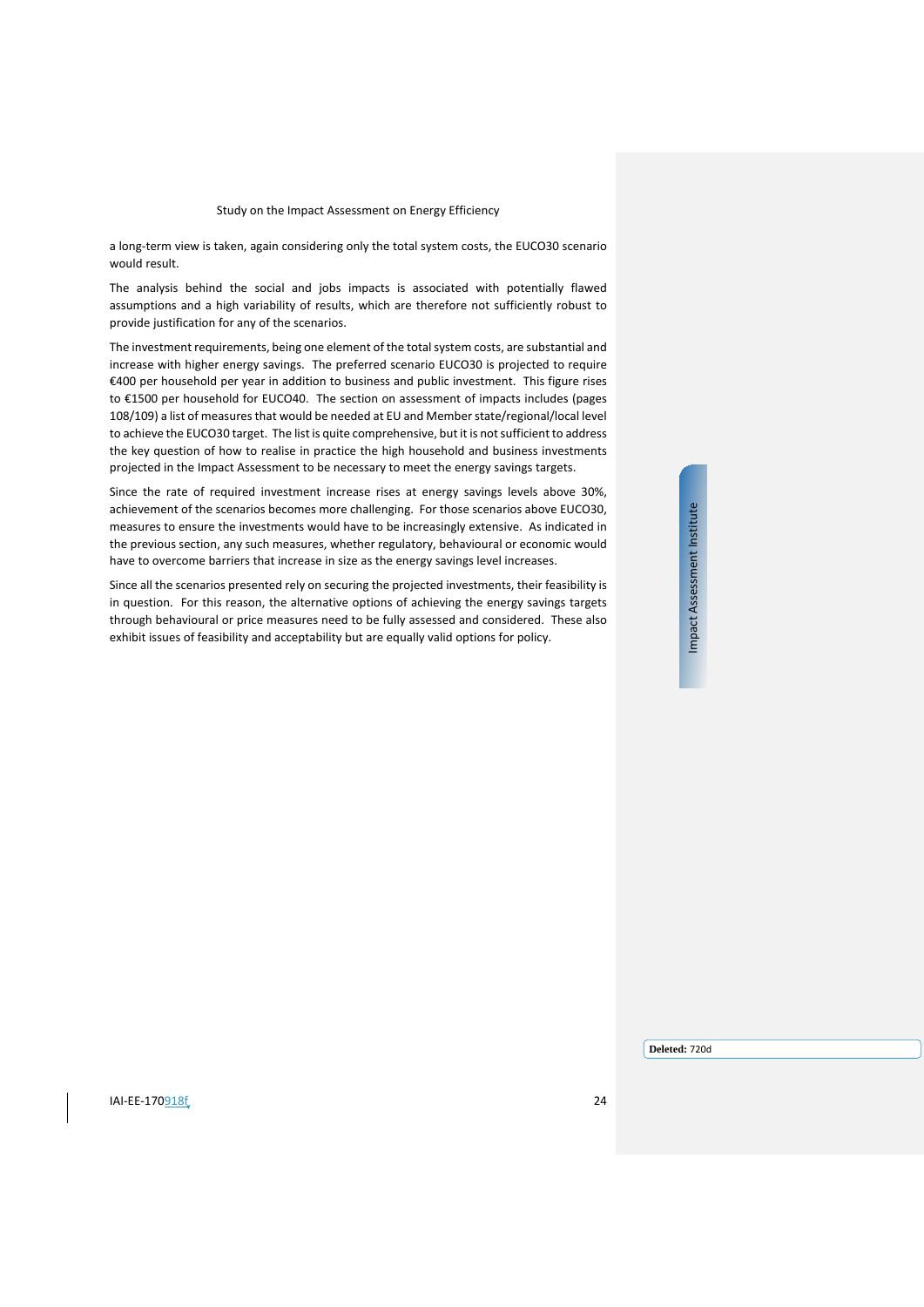a long-term view is taken, again considering only the total system costs, the EUCO30 scenario would result.

The analysis behind the social and jobs impacts is associated with potentially flawed assumptions and a high variability of results, which are therefore not sufficiently robust to provide justification for any of the scenarios.

The investment requirements, being one element of the total system costs, are substantial and increase with higher energy savings. The preferred scenario EUCO30 is projected to require €400 per household per year in addition to business and public investment. This figure rises to €1500 per household for EUCO40. The section on assessment of impacts includes (pages 108/109) a list of measures that would be needed at EU and Member state/regional/local level to achieve the EUCO30 target. The list is quite comprehensive, but it is not sufficient to address the key question of how to realise in practice the high household and business investments projected in the Impact Assessment to be necessary to meet the energy savings targets.

Since the rate of required investment increase rises at energy savings levels above 30%, achievement of the scenarios becomes more challenging. For those scenarios above EUCO30, measures to ensure the investments would have to be increasingly extensive. As indicated in the previous section, any such measures, whether regulatory, behavioural or economic would have to overcome barriers that increase in size as the energy savings level increases.

Since all the scenarios presented rely on securing the projected investments, their feasibility is in question. For this reason, the alternative options of achieving the energy savings targets through behavioural or price measures need to be fully assessed and considered. These also exhibit issues of feasibility and acceptability but are equally valid options for policy.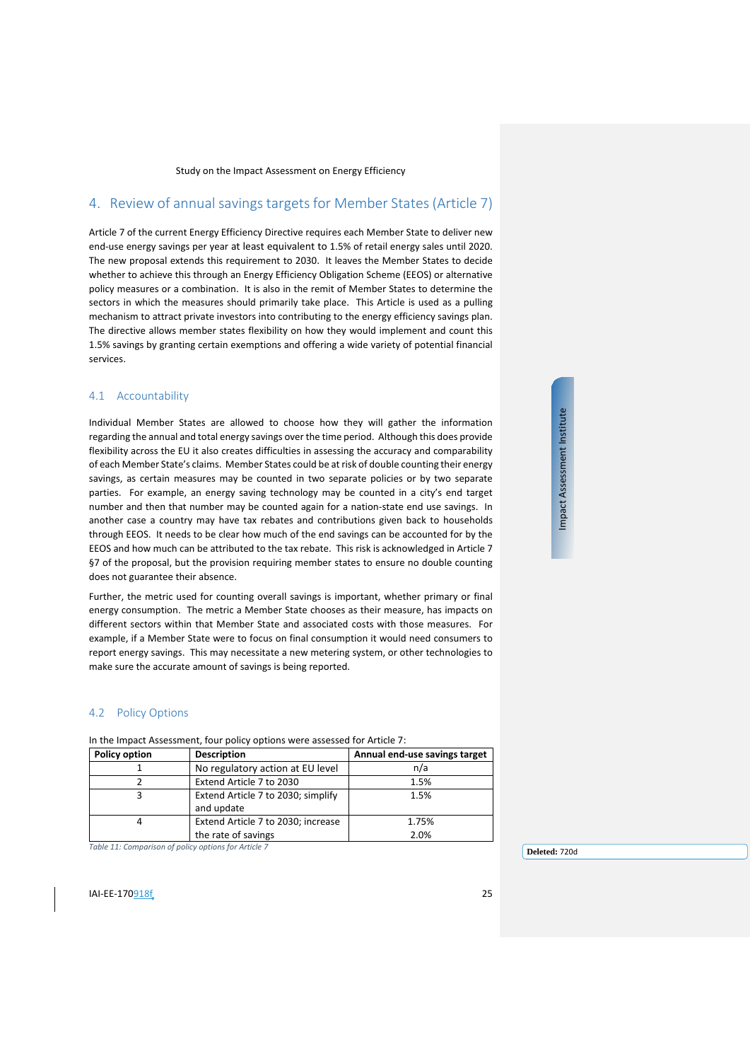## 4. Review of annual savings targets for Member States (Article 7)

Article 7 of the current Energy Efficiency Directive requires each Member State to deliver new end-use energy savings per year at least equivalent to 1.5% of retail energy sales until 2020. The new proposal extends this requirement to 2030. It leaves the Member States to decide whether to achieve this through an Energy Efficiency Obligation Scheme (EEOS) or alternative policy measures or a combination. It is also in the remit of Member States to determine the sectors in which the measures should primarily take place. This Article is used as a pulling mechanism to attract private investors into contributing to the energy efficiency savings plan. The directive allows member states flexibility on how they would implement and count this 1.5% savings by granting certain exemptions and offering a wide variety of potential financial services.

### 4.1 Accountability

Individual Member States are allowed to choose how they will gather the information regarding the annual and total energy savings over the time period. Although this does provide flexibility across the EU it also creates difficulties in assessing the accuracy and comparability of each Member State's claims. Member States could be at risk of double counting their energy savings, as certain measures may be counted in two separate policies or by two separate parties. For example, an energy saving technology may be counted in a city's end target number and then that number may be counted again for a nation-state end use savings. In another case a country may have tax rebates and contributions given back to households through EEOS. It needs to be clear how much of the end savings can be accounted for by the EEOS and how much can be attributed to the tax rebate. This risk is acknowledged in Article 7 §7 of the proposal, but the provision requiring member states to ensure no double counting does not guarantee their absence.

Further, the metric used for counting overall savings is important, whether primary or final energy consumption. The metric a Member State chooses as their measure, has impacts on different sectors within that Member State and associated costs with those measures. For example, if a Member State were to focus on final consumption it would need consumers to report energy savings. This may necessitate a new metering system, or other technologies to make sure the accurate amount of savings is being reported.

### 4.2 Policy Options

In the Impact Assessment, four policy options were assessed for Article 7:

| Policy option | Description | Annual end-use savings target |
|---|---|---|
| 1 | No regulatory action at EU level | n/a |
| 2 | Extend Article 7 to 2030 | 1.5% |
| 3 | Extend Article 7 to 2030; simplify and update | 1.5% |
| 4 | Extend Article 7 to 2030; increase the rate of savings | 1.75%<br>2.0% |

*Table 11: Comparison of policy options for Article 7*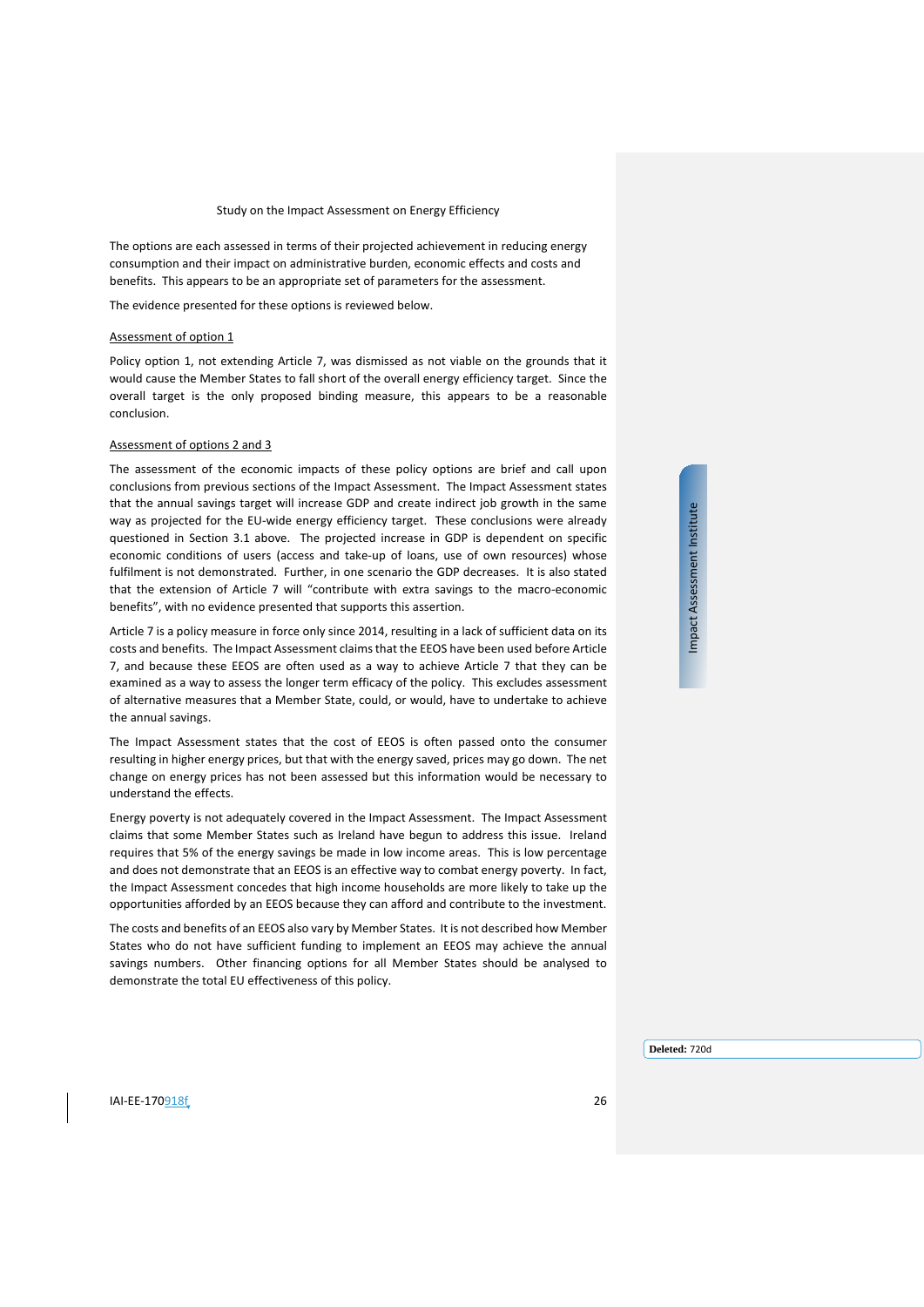The options are each assessed in terms of their projected achievement in reducing energy consumption and their impact on administrative burden, economic effects and costs and benefits. This appears to be an appropriate set of parameters for the assessment.

The evidence presented for these options is reviewed below.

Assessment of option 1

Policy option 1, not extending Article 7, was dismissed as not viable on the grounds that it would cause the Member States to fall short of the overall energy efficiency target. Since the overall target is the only proposed binding measure, this appears to be a reasonable conclusion.

Assessment of options 2 and 3

The assessment of the economic impacts of these policy options are brief and call upon conclusions from previous sections of the Impact Assessment. The Impact Assessment states that the annual savings target will increase GDP and create indirect job growth in the same way as projected for the EU-wide energy efficiency target. These conclusions were already questioned in Section 3.1 above. The projected increase in GDP is dependent on specific economic conditions of users (access and take-up of loans, use of own resources) whose fulfilment is not demonstrated. Further, in one scenario the GDP decreases. It is also stated that the extension of Article 7 will "contribute with extra savings to the macro-economic benefits", with no evidence presented that supports this assertion.

Article 7 is a policy measure in force only since 2014, resulting in a lack of sufficient data on its costs and benefits. The Impact Assessment claims that the EEOS have been used before Article 7, and because these EEOS are often used as a way to achieve Article 7 that they can be examined as a way to assess the longer term efficacy of the policy. This excludes assessment of alternative measures that a Member State, could, or would, have to undertake to achieve the annual savings.

The Impact Assessment states that the cost of EEOS is often passed onto the consumer resulting in higher energy prices, but that with the energy saved, prices may go down. The net change on energy prices has not been assessed but this information would be necessary to understand the effects.

Energy poverty is not adequately covered in the Impact Assessment. The Impact Assessment claims that some Member States such as Ireland have begun to address this issue. Ireland requires that 5% of the energy savings be made in low income areas. This is low percentage and does not demonstrate that an EEOS is an effective way to combat energy poverty. In fact, the Impact Assessment concedes that high income households are more likely to take up the opportunities afforded by an EEOS because they can afford and contribute to the investment.

The costs and benefits of an EEOS also vary by Member States. It is not described how Member States who do not have sufficient funding to implement an EEOS may achieve the annual savings numbers. Other financing options for all Member States should be analysed to demonstrate the total EU effectiveness of this policy.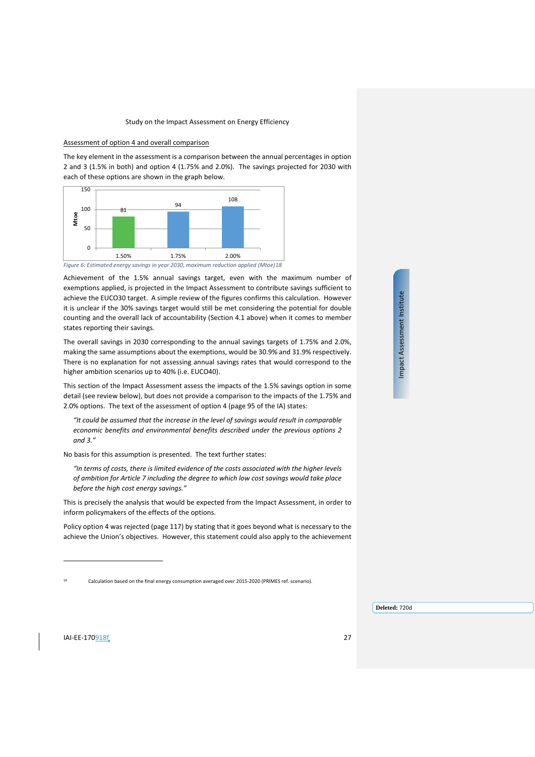### Assessment of option 4 and overall comparison

The key element in the assessment is a comparison between the annual percentages in option 2 and 3 (1.5% in both) and option 4 (1.75% and 2.0%). The savings projected for 2030 with each of these options are shown in the graph below.

| Annual savings rate | Mtoe |
|---|---|
| 1.50% | 81 |
| 1.75% | 94 |
| 2.00% | 108 |

*Figure 6: Estimated energy savings in year 2030, maximum reduction applied (Mtoe)18*

Achievement of the 1.5% annual savings target, even with the maximum number of exemptions applied, is projected in the Impact Assessment to contribute savings sufficient to achieve the EUCO30 target. A simple review of the figures confirms this calculation. However it is unclear if the 30% savings target would still be met considering the potential for double counting and the overall lack of accountability (Section 4.1 above) when it comes to member states reporting their savings.

The overall savings in 2030 corresponding to the annual savings targets of 1.75% and 2.0%, making the same assumptions about the exemptions, would be 30.9% and 31.9% respectively. There is no explanation for not assessing annual savings rates that would correspond to the higher ambition scenarios up to 40% (i.e. EUCO40).

This section of the Impact Assessment assess the impacts of the 1.5% savings option in some detail (see review below), but does not provide a comparison to the impacts of the 1.75% and 2.0% options. The text of the assessment of option 4 (page 95 of the IA) states:

> *"It could be assumed that the increase in the level of savings would result in comparable economic benefits and environmental benefits described under the previous options 2 and 3."*

No basis for this assumption is presented. The text further states:

> *"In terms of costs, there is limited evidence of the costs associated with the higher levels of ambition for Article 7 including the degree to which low cost savings would take place before the high cost energy savings."*

This is precisely the analysis that would be expected from the Impact Assessment, in order to inform policymakers of the effects of the options.

Policy option 4 was rejected (page 117) by stating that it goes beyond what is necessary to the achieve the Union's objectives. However, this statement could also apply to the achievement

---

[18] Calculation based on the final energy consumption averaged over 2015-2020 (PRIMES ref. scenario).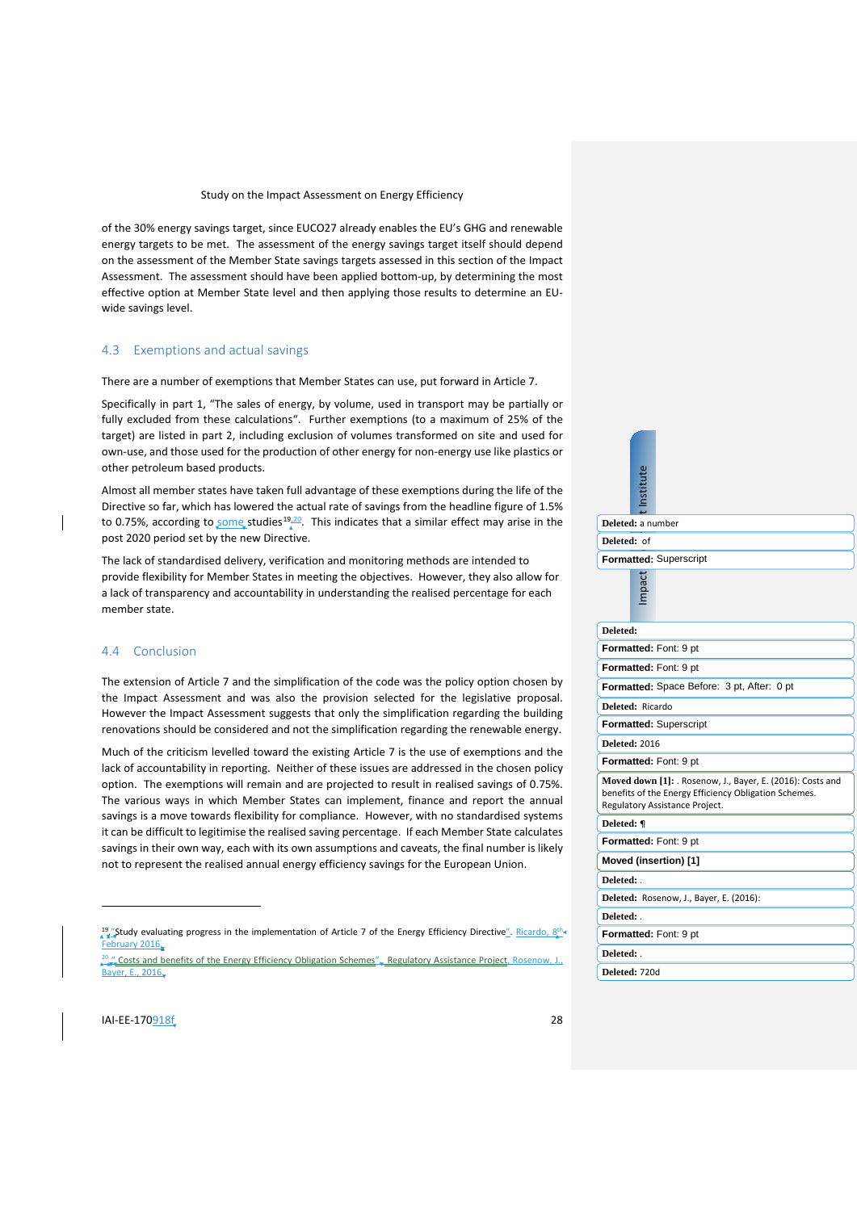of the 30% energy savings target, since EUCO27 already enables the EU's GHG and renewable energy targets to be met. The assessment of the energy savings target itself should depend on the assessment of the Member State savings targets assessed in this section of the Impact Assessment. The assessment should have been applied bottom-up, by determining the most effective option at Member State level and then applying those results to determine an EU-wide savings level.

## 4.3 Exemptions and actual savings

There are a number of exemptions that Member States can use, put forward in Article 7.

Specifically in part 1, "The sales of energy, by volume, used in transport may be partially or fully excluded from these calculations". Further exemptions (to a maximum of 25% of the target) are listed in part 2, including exclusion of volumes transformed on site and used for own-use, and those used for the production of other energy for non-energy use like plastics or other petroleum based products.

Almost all member states have taken full advantage of these exemptions during the life of the Directive so far, which has lowered the actual rate of savings from the headline figure of 1.5% to 0.75%, according to some studies[19,20]. This indicates that a similar effect may arise in the post 2020 period set by the new Directive.

The lack of standardised delivery, verification and monitoring methods are intended to provide flexibility for Member States in meeting the objectives. However, they also allow for a lack of transparency and accountability in understanding the realised percentage for each member state.

## 4.4 Conclusion

The extension of Article 7 and the simplification of the code was the policy option chosen by the Impact Assessment and was also the provision selected for the legislative proposal. However the Impact Assessment suggests that only the simplification regarding the building renovations should be considered and not the simplification regarding the renewable energy.

Much of the criticism levelled toward the existing Article 7 is the use of exemptions and the lack of accountability in reporting. Neither of these issues are addressed in the chosen policy option. The exemptions will remain and are projected to result in realised savings of 0.75%. The various ways in which Member States can implement, finance and report the annual savings is a move towards flexibility for compliance. However, with no standardised systems it can be difficult to legitimise the realised saving percentage. If each Member State calculates savings in their own way, each with its own assumptions and caveats, the final number is likely not to represent the realised annual energy efficiency savings for the European Union.

---

[19] "Study evaluating progress in the implementation of Article 7 of the Energy Efficiency Directive". Ricardo, 8th February 2016

[20] "Costs and benefits of the Energy Efficiency Obligation Schemes", Regulatory Assistance Project, Rosenow, J., Bayer, E., 2016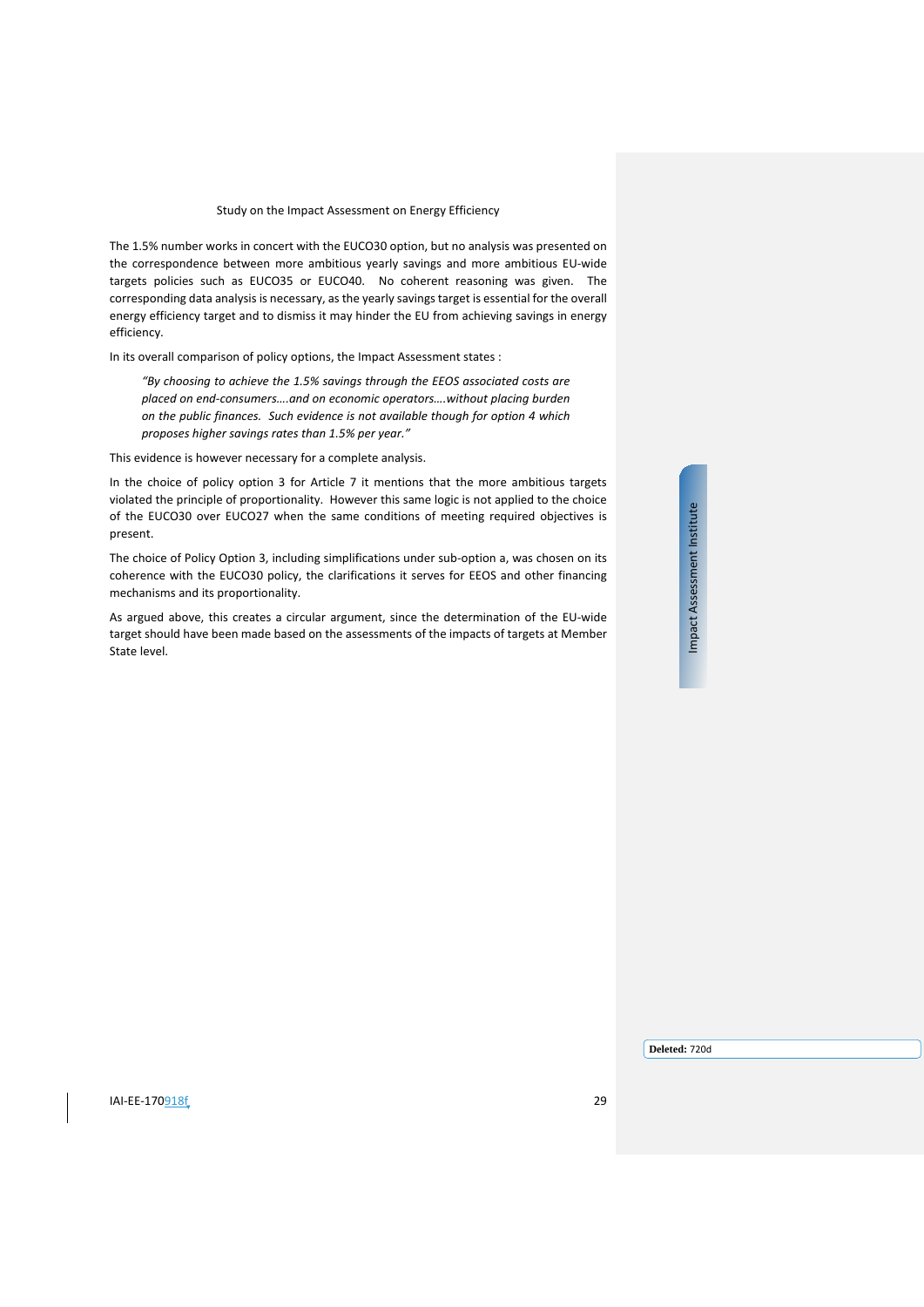The 1.5% number works in concert with the EUCO30 option, but no analysis was presented on the correspondence between more ambitious yearly savings and more ambitious EU-wide targets policies such as EUCO35 or EUCO40. No coherent reasoning was given. The corresponding data analysis is necessary, as the yearly savings target is essential for the overall energy efficiency target and to dismiss it may hinder the EU from achieving savings in energy efficiency.

In its overall comparison of policy options, the Impact Assessment states :

> *"By choosing to achieve the 1.5% savings through the EEOS associated costs are placed on end-consumers….and on economic operators….without placing burden on the public finances. Such evidence is not available though for option 4 which proposes higher savings rates than 1.5% per year."*

This evidence is however necessary for a complete analysis.

In the choice of policy option 3 for Article 7 it mentions that the more ambitious targets violated the principle of proportionality. However this same logic is not applied to the choice of the EUCO30 over EUCO27 when the same conditions of meeting required objectives is present.

The choice of Policy Option 3, including simplifications under sub-option a, was chosen on its coherence with the EUCO30 policy, the clarifications it serves for EEOS and other financing mechanisms and its proportionality.

As argued above, this creates a circular argument, since the determination of the EU-wide target should have been made based on the assessments of the impacts of targets at Member State level.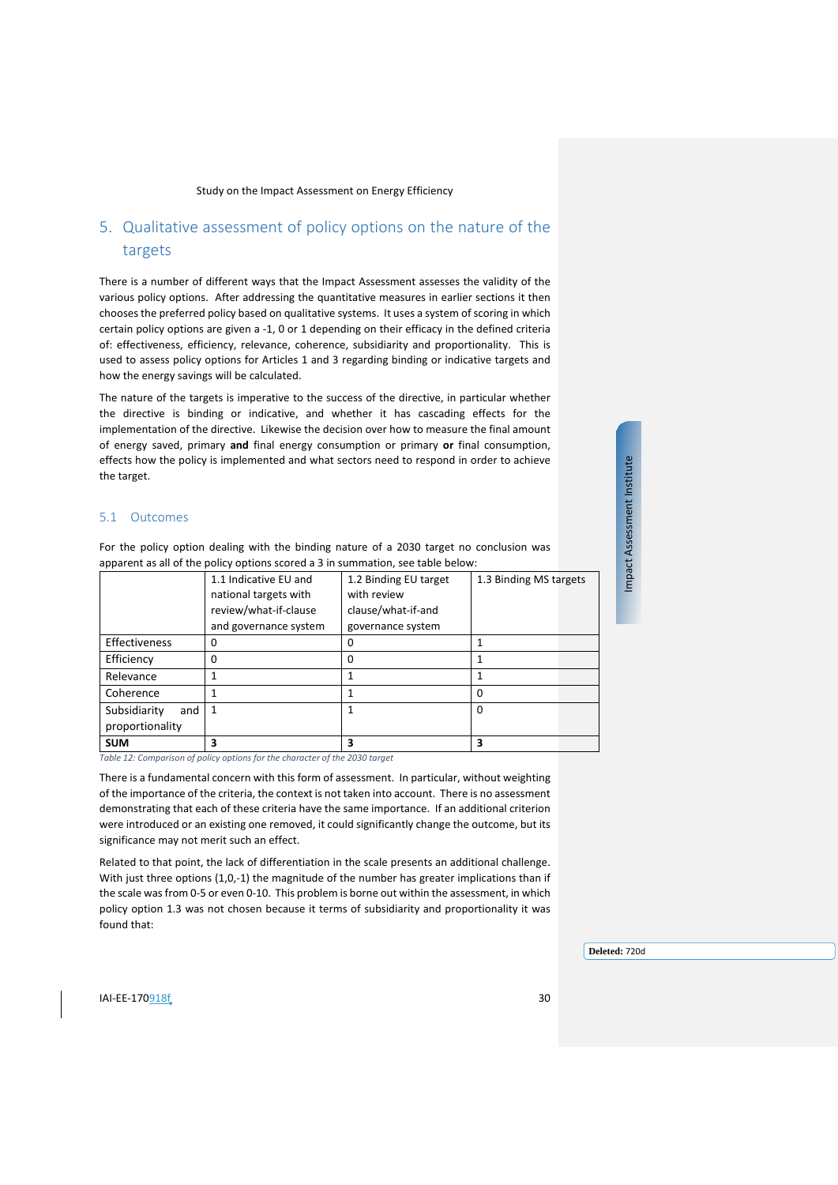# 5. Qualitative assessment of policy options on the nature of the targets

There is a number of different ways that the Impact Assessment assesses the validity of the various policy options. After addressing the quantitative measures in earlier sections it then chooses the preferred policy based on qualitative systems. It uses a system of scoring in which certain policy options are given a -1, 0 or 1 depending on their efficacy in the defined criteria of: effectiveness, efficiency, relevance, coherence, subsidiarity and proportionality. This is used to assess policy options for Articles 1 and 3 regarding binding or indicative targets and how the energy savings will be calculated.

The nature of the targets is imperative to the success of the directive, in particular whether the directive is binding or indicative, and whether it has cascading effects for the implementation of the directive. Likewise the decision over how to measure the final amount of energy saved, primary **and** final energy consumption or primary **or** final consumption, effects how the policy is implemented and what sectors need to respond in order to achieve the target.

## 5.1 Outcomes

For the policy option dealing with the binding nature of a 2030 target no conclusion was apparent as all of the policy options scored a 3 in summation, see table below:

| | 1.1 Indicative EU and national targets with review/what-if-clause and governance system | 1.2 Binding EU target with review clause/what-if-and governance system | 1.3 Binding MS targets |
|---|---|---|---|
| Effectiveness | 0 | 0 | 1 |
| Efficiency | 0 | 0 | 1 |
| Relevance | 1 | 1 | 1 |
| Coherence | 1 | 1 | 0 |
| Subsidiarity and proportionality | 1 | 1 | 0 |
| **SUM** | **3** | **3** | **3** |

*Table 12: Comparison of policy options for the character of the 2030 target*

There is a fundamental concern with this form of assessment. In particular, without weighting of the importance of the criteria, the context is not taken into account. There is no assessment demonstrating that each of these criteria have the same importance. If an additional criterion were introduced or an existing one removed, it could significantly change the outcome, but its significance may not merit such an effect.

Related to that point, the lack of differentiation in the scale presents an additional challenge. With just three options (1,0,-1) the magnitude of the number has greater implications than if the scale was from 0-5 or even 0-10. This problem is borne out within the assessment, in which policy option 1.3 was not chosen because it terms of subsidiarity and proportionality it was found that: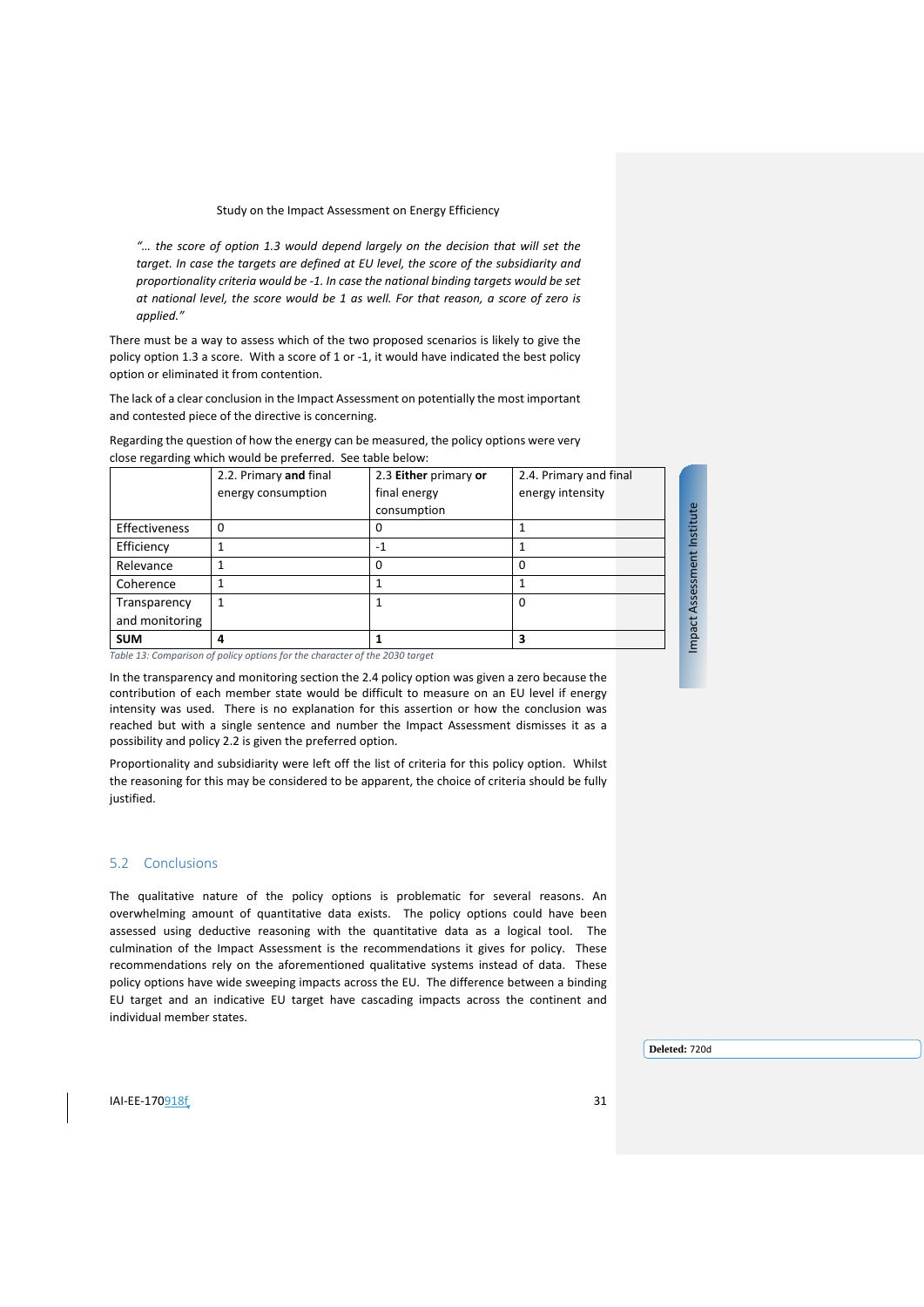*"… the score of option 1.3 would depend largely on the decision that will set the target. In case the targets are defined at EU level, the score of the subsidiarity and proportionality criteria would be -1. In case the national binding targets would be set at national level, the score would be 1 as well. For that reason, a score of zero is applied."*

There must be a way to assess which of the two proposed scenarios is likely to give the policy option 1.3 a score. With a score of 1 or -1, it would have indicated the best policy option or eliminated it from contention.

The lack of a clear conclusion in the Impact Assessment on potentially the most important and contested piece of the directive is concerning.

Regarding the question of how the energy can be measured, the policy options were very close regarding which would be preferred. See table below:

| | 2.2. Primary **and** final energy consumption | 2.3 **Either** primary **or** final energy consumption | 2.4. Primary and final energy intensity |
|---|---|---|---|
| Effectiveness | 0 | 0 | 1 |
| Efficiency | 1 | -1 | 1 |
| Relevance | 1 | 0 | 0 |
| Coherence | 1 | 1 | 1 |
| Transparency and monitoring | 1 | 1 | 0 |
| **SUM** | **4** | **1** | **3** |

*Table 13: Comparison of policy options for the character of the 2030 target*

In the transparency and monitoring section the 2.4 policy option was given a zero because the contribution of each member state would be difficult to measure on an EU level if energy intensity was used. There is no explanation for this assertion or how the conclusion was reached but with a single sentence and number the Impact Assessment dismisses it as a possibility and policy 2.2 is given the preferred option.

Proportionality and subsidiarity were left off the list of criteria for this policy option. Whilst the reasoning for this may be considered to be apparent, the choice of criteria should be fully justified.

## 5.2 Conclusions

The qualitative nature of the policy options is problematic for several reasons. An overwhelming amount of quantitative data exists. The policy options could have been assessed using deductive reasoning with the quantitative data as a logical tool. The culmination of the Impact Assessment is the recommendations it gives for policy. These recommendations rely on the aforementioned qualitative systems instead of data. These policy options have wide sweeping impacts across the EU. The difference between a binding EU target and an indicative EU target have cascading impacts across the continent and individual member states.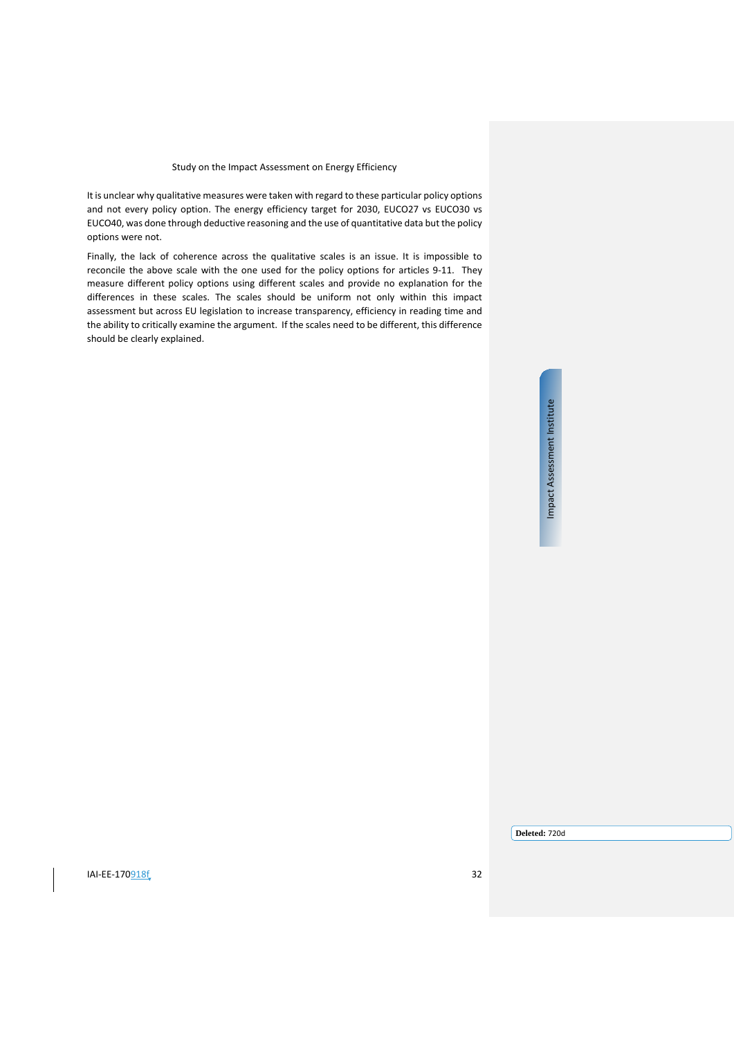It is unclear why qualitative measures were taken with regard to these particular policy options and not every policy option. The energy efficiency target for 2030, EUCO27 vs EUCO30 vs EUCO40, was done through deductive reasoning and the use of quantitative data but the policy options were not.

Finally, the lack of coherence across the qualitative scales is an issue. It is impossible to reconcile the above scale with the one used for the policy options for articles 9-11. They measure different policy options using different scales and provide no explanation for the differences in these scales. The scales should be uniform not only within this impact assessment but across EU legislation to increase transparency, efficiency in reading time and the ability to critically examine the argument. If the scales need to be different, this difference should be clearly explained.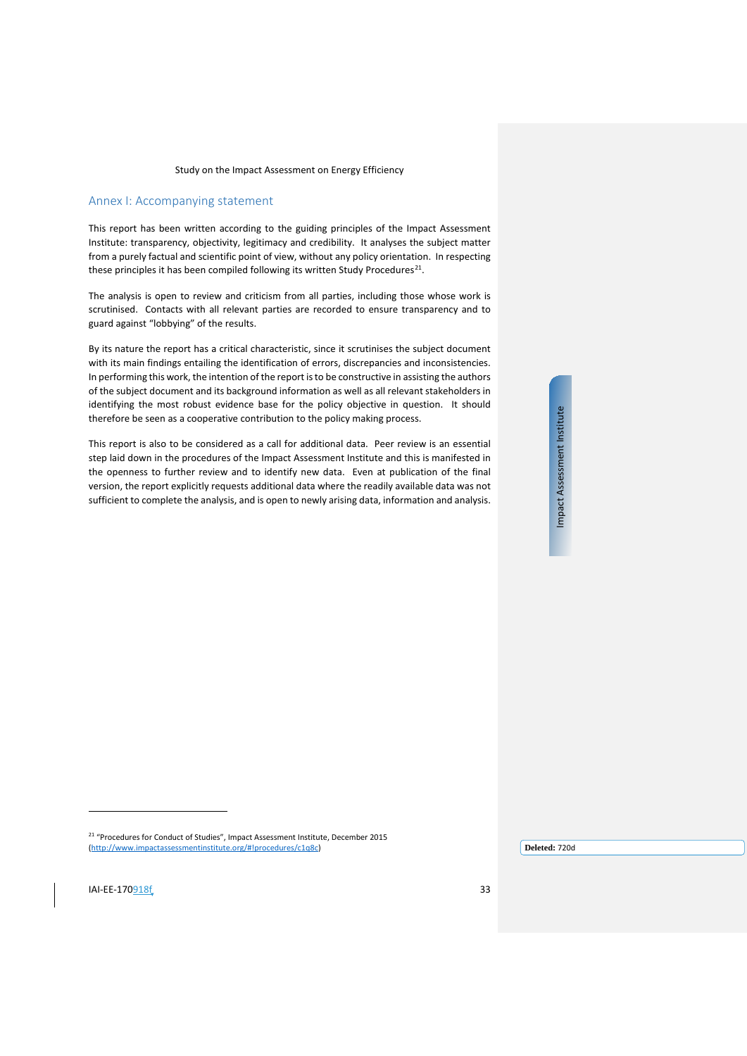## Annex I: Accompanying statement

This report has been written according to the guiding principles of the Impact Assessment Institute: transparency, objectivity, legitimacy and credibility. It analyses the subject matter from a purely factual and scientific point of view, without any policy orientation. In respecting these principles it has been compiled following its written Study Procedures[21].

The analysis is open to review and criticism from all parties, including those whose work is scrutinised. Contacts with all relevant parties are recorded to ensure transparency and to guard against "lobbying" of the results.

By its nature the report has a critical characteristic, since it scrutinises the subject document with its main findings entailing the identification of errors, discrepancies and inconsistencies. In performing this work, the intention of the report is to be constructive in assisting the authors of the subject document and its background information as well as all relevant stakeholders in identifying the most robust evidence base for the policy objective in question. It should therefore be seen as a cooperative contribution to the policy making process.

This report is also to be considered as a call for additional data. Peer review is an essential step laid down in the procedures of the Impact Assessment Institute and this is manifested in the openness to further review and to identify new data. Even at publication of the final version, the report explicitly requests additional data where the readily available data was not sufficient to complete the analysis, and is open to newly arising data, information and analysis.

[21] "Procedures for Conduct of Studies", Impact Assessment Institute, December 2015 (http://www.impactassessmentinstitute.org/#!procedures/c1q8c)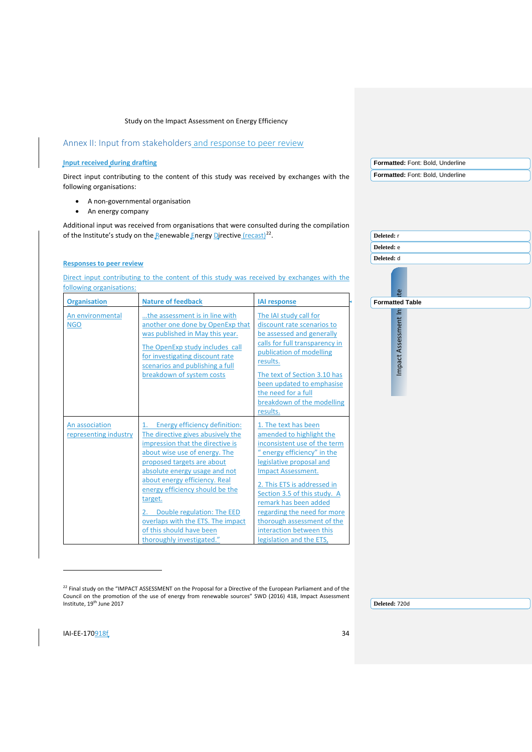## Annex II: Input from stakeholders and response to peer review

**Input received during drafting**

Direct input contributing to the content of this study was received by exchanges with the following organisations:

- A non-governmental organisation
- An energy company

Additional input was received from organisations that were consulted during the compilation of the Institute's study on the Renewable Energy Directive (recast)[22].

**Responses to peer review**

Direct input contributing to the content of this study was received by exchanges with the following organisations:

| Organisation | Nature of feedback | IAI response |
|---|---|---|
| An environmental NGO | …the assessment is in line with another one done by OpenExp that was published in May this year.<br><br>The OpenExp study includes call for investigating discount rate scenarios and publishing a full breakdown of system costs | The IAI study call for discount rate scenarios to be assessed and generally calls for full transparency in publication of modelling results.<br><br>The text of Section 3.10 has been updated to emphasise the need for a full breakdown of the modelling results. |
| An association representing industry | 1. Energy efficiency definition: The directive gives abusively the impression that the directive is about wise use of energy. The proposed targets are about absolute energy usage and not about energy efficiency. Real energy efficiency should be the target.<br><br>2. Double regulation: The EED overlaps with the ETS. The impact of this should have been thoroughly investigated." | 1. The text has been amended to highlight the inconsistent use of the term " energy efficiency" in the legislative proposal and Impact Assessment.<br><br>2. This ETS is addressed in Section 3.5 of this study. A remark has been added regarding the need for more thorough assessment of the interaction between this legislation and the ETS. |

[22] Final study on the "IMPACT ASSESSMENT on the Proposal for a Directive of the European Parliament and of the Council on the promotion of the use of energy from renewable sources" SWD (2016) 418, Impact Assessment Institute, 19th June 2017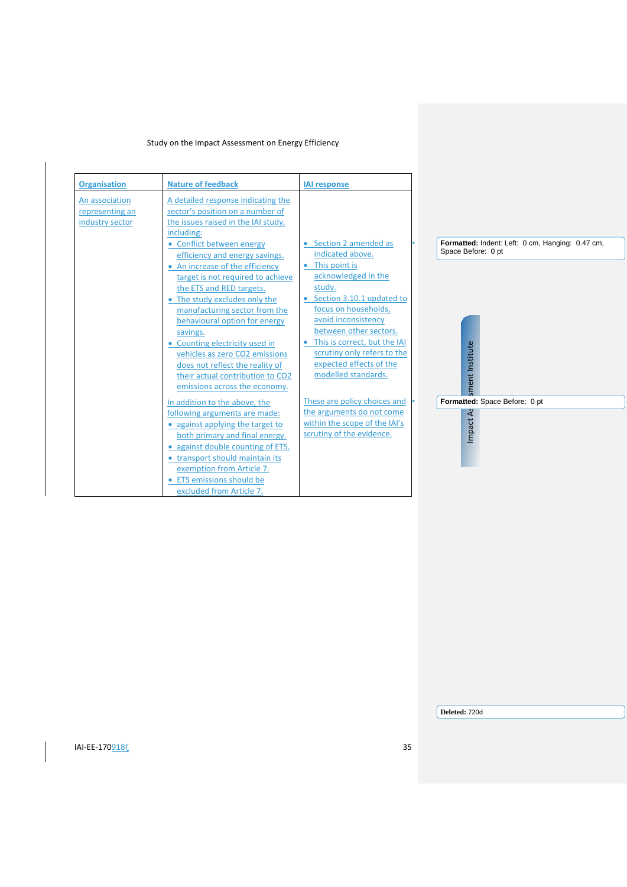| Organisation | Nature of feedback | IAI response |
|---|---|---|
| An association representing an industry sector | A detailed response indicating the sector's position on a number of the issues raised in the IAI study, including:<br>• Conflict between energy efficiency and energy savings.<br>• An increase of the efficiency target is not required to achieve the ETS and RED targets.<br>• The study excludes only the manufacturing sector from the behavioural option for energy savings.<br>• Counting electricity used in vehicles as zero CO2 emissions does not reflect the reality of their actual contribution to CO2 emissions across the economy.<br><br>In addition to the above, the following arguments are made:<br>• against applying the target to both primary and final energy.<br>• against double counting of ETS.<br>• transport should maintain its exemption from Article 7.<br>• ETS emissions should be excluded from Article 7. | • Section 2 amended as indicated above.<br>• This point is acknowledged in the study.<br>• Section 3.10.1 updated to focus on households, avoid inconsistency between other sectors.<br>• This is correct, but the IAI scrutiny only refers to the expected effects of the modelled standards.<br><br>These are policy choices and the arguments do not come within the scope of the IAI's scrutiny of the evidence. |